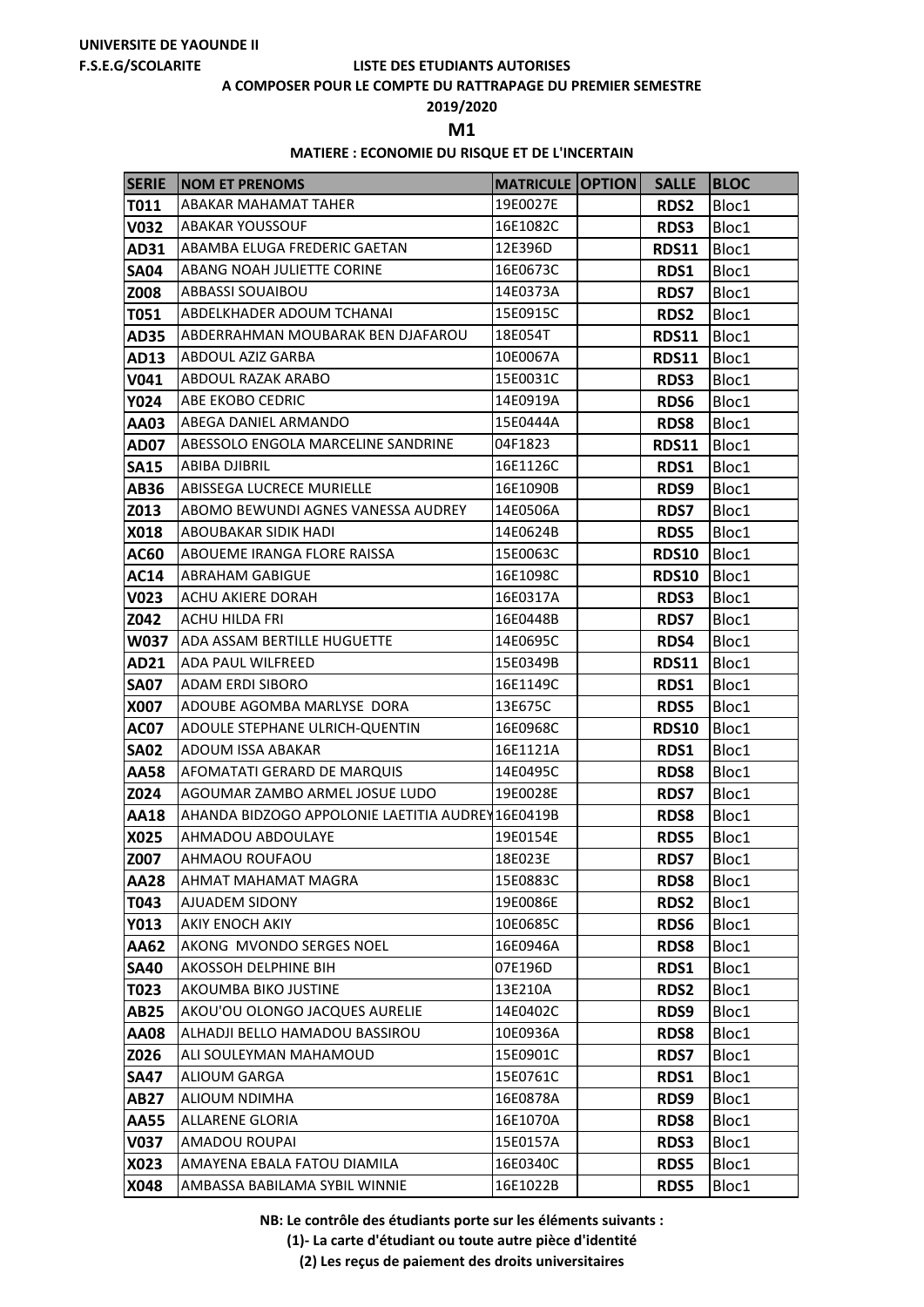UNIVERSITE DE YAOUNDE II

F.S.E.G/SCOLARITE

**LISTE DES ETUDIANTS AUTORISES**

**A COMPOSER POUR LE COMPTE DU RATTRAPAGE DU PREMIER SEMESTRE**

**2019/2020**

**M1**

**MATIERE : ECONOMIE DU RISQUE ET DE L'INCERTAIN**

| SERIE | NOM ET PRENOMS | MATRICULE | OPTION | SALLE | BLOC |
|---|---|---|---|---|---|
| T011 | ABAKAR MAHAMAT TAHER | 19E0027E | | RDS2 | Bloc1 |
| V032 | ABAKAR YOUSSOUF | 16E1082C | | RDS3 | Bloc1 |
| AD31 | ABAMBA ELUGA FREDERIC GAETAN | 12E396D | | RDS11 | Bloc1 |
| SA04 | ABANG NOAH JULIETTE CORINE | 16E0673C | | RDS1 | Bloc1 |
| Z008 | ABBASSI SOUAIBOU | 14E0373A | | RDS7 | Bloc1 |
| T051 | ABDELKHADER ADOUM TCHANAI | 15E0915C | | RDS2 | Bloc1 |
| AD35 | ABDERRAHMAN MOUBARAK BEN DJAFAROU | 18E054T | | RDS11 | Bloc1 |
| AD13 | ABDOUL AZIZ GARBA | 10E0067A | | RDS11 | Bloc1 |
| V041 | ABDOUL RAZAK ARABO | 15E0031C | | RDS3 | Bloc1 |
| Y024 | ABE EKOBO CEDRIC | 14E0919A | | RDS6 | Bloc1 |
| AA03 | ABEGA DANIEL ARMANDO | 15E0444A | | RDS8 | Bloc1 |
| AD07 | ABESSOLO ENGOLA MARCELINE SANDRINE | 04F1823 | | RDS11 | Bloc1 |
| SA15 | ABIBA DJIBRIL | 16E1126C | | RDS1 | Bloc1 |
| AB36 | ABISSEGA LUCRECE MURIELLE | 16E1090B | | RDS9 | Bloc1 |
| Z013 | ABOMO BEWUNDI AGNES VANESSA AUDREY | 14E0506A | | RDS7 | Bloc1 |
| X018 | ABOUBAKAR SIDIK HADI | 14E0624B | | RDS5 | Bloc1 |
| AC60 | ABOUEME IRANGA FLORE RAISSA | 15E0063C | | RDS10 | Bloc1 |
| AC14 | ABRAHAM GABIGUE | 16E1098C | | RDS10 | Bloc1 |
| V023 | ACHU AKIERE DORAH | 16E0317A | | RDS3 | Bloc1 |
| Z042 | ACHU HILDA FRI | 16E0448B | | RDS7 | Bloc1 |
| W037 | ADA ASSAM BERTILLE HUGUETTE | 14E0695C | | RDS4 | Bloc1 |
| AD21 | ADA PAUL WILFREED | 15E0349B | | RDS11 | Bloc1 |
| SA07 | ADAM ERDI SIBORO | 16E1149C | | RDS1 | Bloc1 |
| X007 | ADOUBE AGOMBA MARLYSE DORA | 13E675C | | RDS5 | Bloc1 |
| AC07 | ADOULE STEPHANE ULRICH-QUENTIN | 16E0968C | | RDS10 | Bloc1 |
| SA02 | ADOUM ISSA ABAKAR | 16E1121A | | RDS1 | Bloc1 |
| AA58 | AFOMATATI GERARD DE MARQUIS | 14E0495C | | RDS8 | Bloc1 |
| Z024 | AGOUMAR ZAMBO ARMEL JOSUE LUDO | 19E0028E | | RDS7 | Bloc1 |
| AA18 | AHANDA BIDZOGO APPOLONIE LAETITIA AUDREY | 16E0419B | | RDS8 | Bloc1 |
| X025 | AHMADOU ABDOULAYE | 19E0154E | | RDS5 | Bloc1 |
| Z007 | AHMAOU ROUFAOU | 18E023E | | RDS7 | Bloc1 |
| AA28 | AHMAT MAHAMAT MAGRA | 15E0883C | | RDS8 | Bloc1 |
| T043 | AJUADEM SIDONY | 19E0086E | | RDS2 | Bloc1 |
| Y013 | AKIY ENOCH AKIY | 10E0685C | | RDS6 | Bloc1 |
| AA62 | AKONG MVONDO SERGES NOEL | 16E0946A | | RDS8 | Bloc1 |
| SA40 | AKOSSOH DELPHINE BIH | 07E196D | | RDS1 | Bloc1 |
| T023 | AKOUMBA BIKO JUSTINE | 13E210A | | RDS2 | Bloc1 |
| AB25 | AKOU'OU OLONGO JACQUES AURELIE | 14E0402C | | RDS9 | Bloc1 |
| AA08 | ALHADJI BELLO HAMADOU BASSIROU | 10E0936A | | RDS8 | Bloc1 |
| Z026 | ALI SOULEYMAN MAHAMOUD | 15E0901C | | RDS7 | Bloc1 |
| SA47 | ALIOUM GARGA | 15E0761C | | RDS1 | Bloc1 |
| AB27 | ALIOUM NDIMHA | 16E0878A | | RDS9 | Bloc1 |
| AA55 | ALLARENE GLORIA | 16E1070A | | RDS8 | Bloc1 |
| V037 | AMADOU ROUPAI | 15E0157A | | RDS3 | Bloc1 |
| X023 | AMAYENA EBALA FATOU DIAMILA | 16E0340C | | RDS5 | Bloc1 |
| X048 | AMBASSA BABILAMA SYBIL WINNIE | 16E1022B | | RDS5 | Bloc1 |

**NB: Le contrôle des étudiants porte sur les éléments suivants :**

**(1)- La carte d'étudiant ou toute autre pièce d'identité**

**(2) Les reçus de paiement des droits universitaires**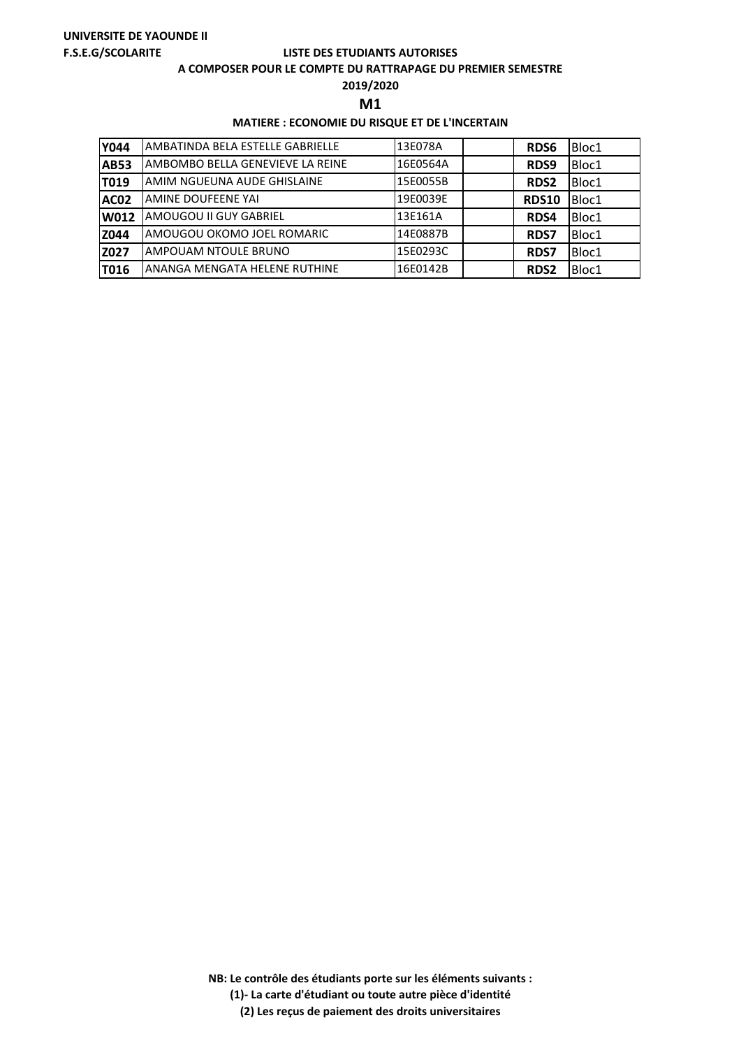**UNIVERSITE DE YAOUNDE II**

**F.S.E.G/SCOLARITE**

**LISTE DES ETUDIANTS AUTORISES**

**A COMPOSER POUR LE COMPTE DU RATTRAPAGE DU PREMIER SEMESTRE**

**2019/2020**

## M1

**MATIERE : ECONOMIE DU RISQUE ET DE L'INCERTAIN**

| | | | | | |
|---|---|---|---|---|---|
| **Y044** | AMBATINDA BELA ESTELLE GABRIELLE | 13E078A | | **RDS6** | Bloc1 |
| **AB53** | AMBOMBO BELLA GENEVIEVE LA REINE | 16E0564A | | **RDS9** | Bloc1 |
| **T019** | AMIM NGUEUNA AUDE GHISLAINE | 15E0055B | | **RDS2** | Bloc1 |
| **AC02** | AMINE DOUFEENE YAI | 19E0039E | | **RDS10** | Bloc1 |
| **W012** | AMOUGOU II GUY GABRIEL | 13E161A | | **RDS4** | Bloc1 |
| **Z044** | AMOUGOU OKOMO JOEL ROMARIC | 14E0887B | | **RDS7** | Bloc1 |
| **Z027** | AMPOUAM NTOULE BRUNO | 15E0293C | | **RDS7** | Bloc1 |
| **T016** | ANANGA MENGATA HELENE RUTHINE | 16E0142B | | **RDS2** | Bloc1 |

**NB: Le contrôle des étudiants porte sur les éléments suivants :**

**(1)- La carte d'étudiant ou toute autre pièce d'identité**

**(2) Les reçus de paiement des droits universitaires**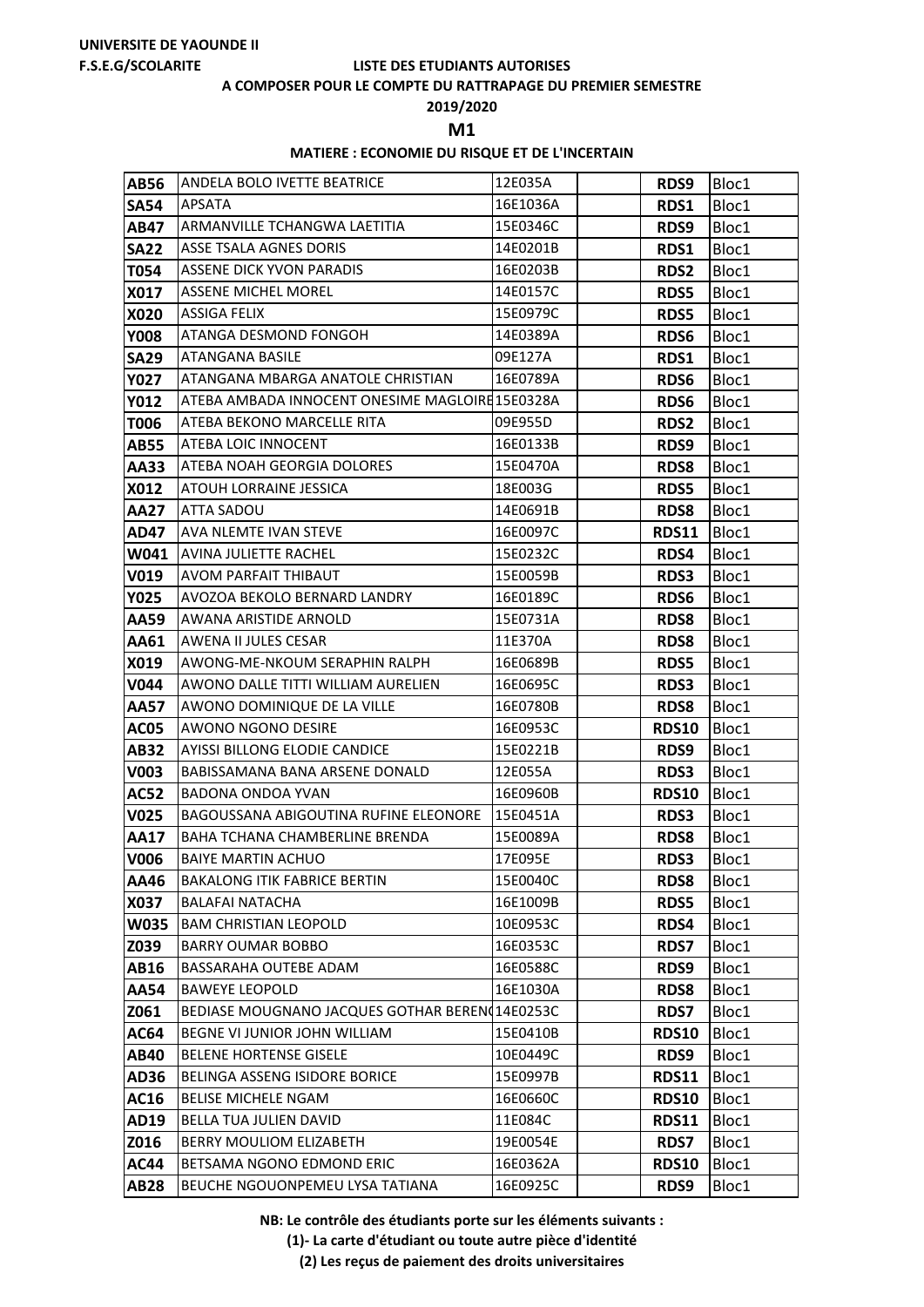**UNIVERSITE DE YAOUNDE II**

**F.S.E.G/SCOLARITE**

**LISTE DES ETUDIANTS AUTORISES**

**A COMPOSER POUR LE COMPTE DU RATTRAPAGE DU PREMIER SEMESTRE**

**2019/2020**

**M1**

**MATIERE : ECONOMIE DU RISQUE ET DE L'INCERTAIN**

| | | | | | |
|---|---|---|---|---|---|
| **AB56** | ANDELA BOLO IVETTE BEATRICE | 12E035A | | **RDS9** | Bloc1 |
| **SA54** | APSATA | 16E1036A | | **RDS1** | Bloc1 |
| **AB47** | ARMANVILLE TCHANGWA LAETITIA | 15E0346C | | **RDS9** | Bloc1 |
| **SA22** | ASSE TSALA AGNES DORIS | 14E0201B | | **RDS1** | Bloc1 |
| **T054** | ASSENE DICK YVON PARADIS | 16E0203B | | **RDS2** | Bloc1 |
| **X017** | ASSENE MICHEL MOREL | 14E0157C | | **RDS5** | Bloc1 |
| **X020** | ASSIGA FELIX | 15E0979C | | **RDS5** | Bloc1 |
| **Y008** | ATANGA DESMOND FONGOH | 14E0389A | | **RDS6** | Bloc1 |
| **SA29** | ATANGANA BASILE | 09E127A | | **RDS1** | Bloc1 |
| **Y027** | ATANGANA MBARGA ANATOLE CHRISTIAN | 16E0789A | | **RDS6** | Bloc1 |
| **Y012** | ATEBA AMBADA INNOCENT ONESIME MAGLOIRE | 15E0328A | | **RDS6** | Bloc1 |
| **T006** | ATEBA BEKONO MARCELLE RITA | 09E955D | | **RDS2** | Bloc1 |
| **AB55** | ATEBA LOIC INNOCENT | 16E0133B | | **RDS9** | Bloc1 |
| **AA33** | ATEBA NOAH GEORGIA DOLORES | 15E0470A | | **RDS8** | Bloc1 |
| **X012** | ATOUH LORRAINE JESSICA | 18E003G | | **RDS5** | Bloc1 |
| **AA27** | ATTA SADOU | 14E0691B | | **RDS8** | Bloc1 |
| **AD47** | AVA NLEMTE IVAN STEVE | 16E0097C | | **RDS11** | Bloc1 |
| **W041** | AVINA JULIETTE RACHEL | 15E0232C | | **RDS4** | Bloc1 |
| **V019** | AVOM PARFAIT THIBAUT | 15E0059B | | **RDS3** | Bloc1 |
| **Y025** | AVOZOA BEKOLO BERNARD LANDRY | 16E0189C | | **RDS6** | Bloc1 |
| **AA59** | AWANA ARISTIDE ARNOLD | 15E0731A | | **RDS8** | Bloc1 |
| **AA61** | AWENA II JULES CESAR | 11E370A | | **RDS8** | Bloc1 |
| **X019** | AWONG-ME-NKOUM SERAPHIN RALPH | 16E0689B | | **RDS5** | Bloc1 |
| **V044** | AWONO DALLE TITTI WILLIAM AURELIEN | 16E0695C | | **RDS3** | Bloc1 |
| **AA57** | AWONO DOMINIQUE DE LA VILLE | 16E0780B | | **RDS8** | Bloc1 |
| **AC05** | AWONO NGONO DESIRE | 16E0953C | | **RDS10** | Bloc1 |
| **AB32** | AYISSI BILLONG ELODIE CANDICE | 15E0221B | | **RDS9** | Bloc1 |
| **V003** | BABISSAMANA BANA ARSENE DONALD | 12E055A | | **RDS3** | Bloc1 |
| **AC52** | BADONA ONDOA YVAN | 16E0960B | | **RDS10** | Bloc1 |
| **V025** | BAGOUSSANA ABIGOUTINA RUFINE ELEONORE | 15E0451A | | **RDS3** | Bloc1 |
| **AA17** | BAHA TCHANA CHAMBERLINE BRENDA | 15E0089A | | **RDS8** | Bloc1 |
| **V006** | BAIYE MARTIN ACHUO | 17E095E | | **RDS3** | Bloc1 |
| **AA46** | BAKALONG ITIK FABRICE BERTIN | 15E0040C | | **RDS8** | Bloc1 |
| **X037** | BALAFAI NATACHA | 16E1009B | | **RDS5** | Bloc1 |
| **W035** | BAM CHRISTIAN LEOPOLD | 10E0953C | | **RDS4** | Bloc1 |
| **Z039** | BARRY OUMAR BOBBO | 16E0353C | | **RDS7** | Bloc1 |
| **AB16** | BASSARAHA OUTEBE ADAM | 16E0588C | | **RDS9** | Bloc1 |
| **AA54** | BAWEYE LEOPOLD | 16E1030A | | **RDS8** | Bloc1 |
| **Z061** | BEDIASE MOUGNANO JACQUES GOTHAR BERENC | 14E0253C | | **RDS7** | Bloc1 |
| **AC64** | BEGNE VI JUNIOR JOHN WILLIAM | 15E0410B | | **RDS10** | Bloc1 |
| **AB40** | BELENE HORTENSE GISELE | 10E0449C | | **RDS9** | Bloc1 |
| **AD36** | BELINGA ASSENG ISIDORE BORICE | 15E0997B | | **RDS11** | Bloc1 |
| **AC16** | BELISE MICHELE NGAM | 16E0660C | | **RDS10** | Bloc1 |
| **AD19** | BELLA TUA JULIEN DAVID | 11E084C | | **RDS11** | Bloc1 |
| **Z016** | BERRY MOULIOM ELIZABETH | 19E0054E | | **RDS7** | Bloc1 |
| **AC44** | BETSAMA NGONO EDMOND ERIC | 16E0362A | | **RDS10** | Bloc1 |
| **AB28** | BEUCHE NGOUONPEMEU LYSA TATIANA | 16E0925C | | **RDS9** | Bloc1 |

**NB: Le contrôle des étudiants porte sur les éléments suivants :**

**(1)- La carte d'étudiant ou toute autre pièce d'identité**

**(2) Les reçus de paiement des droits universitaires**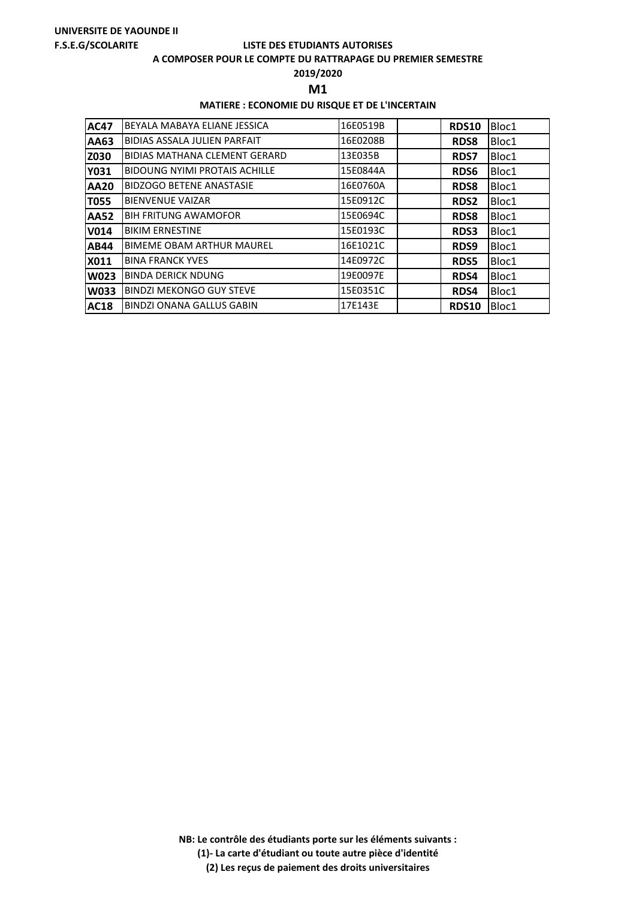**UNIVERSITE DE YAOUNDE II**

**F.S.E.G/SCOLARITE**

**LISTE DES ETUDIANTS AUTORISES**

**A COMPOSER POUR LE COMPTE DU RATTRAPAGE DU PREMIER SEMESTRE**

**2019/2020**

## M1

**MATIERE : ECONOMIE DU RISQUE ET DE L'INCERTAIN**

| | | | | | |
|---|---|---|---|---|---|
| **AC47** | BEYALA MABAYA ELIANE JESSICA | 16E0519B | | **RDS10** | Bloc1 |
| **AA63** | BIDIAS ASSALA JULIEN PARFAIT | 16E0208B | | **RDS8** | Bloc1 |
| **Z030** | BIDIAS MATHANA CLEMENT GERARD | 13E035B | | **RDS7** | Bloc1 |
| **Y031** | BIDOUNG NYIMI PROTAIS ACHILLE | 15E0844A | | **RDS6** | Bloc1 |
| **AA20** | BIDZOGO BETENE ANASTASIE | 16E0760A | | **RDS8** | Bloc1 |
| **T055** | BIENVENUE VAIZAR | 15E0912C | | **RDS2** | Bloc1 |
| **AA52** | BIH FRITUNG AWAMOFOR | 15E0694C | | **RDS8** | Bloc1 |
| **V014** | BIKIM ERNESTINE | 15E0193C | | **RDS3** | Bloc1 |
| **AB44** | BIMEME OBAM ARTHUR MAUREL | 16E1021C | | **RDS9** | Bloc1 |
| **X011** | BINA FRANCK YVES | 14E0972C | | **RDS5** | Bloc1 |
| **W023** | BINDA DERICK NDUNG | 19E0097E | | **RDS4** | Bloc1 |
| **W033** | BINDZI MEKONGO GUY STEVE | 15E0351C | | **RDS4** | Bloc1 |
| **AC18** | BINDZI ONANA GALLUS GABIN | 17E143E | | **RDS10** | Bloc1 |

**NB: Le contrôle des étudiants porte sur les éléments suivants :**

**(1)- La carte d'étudiant ou toute autre pièce d'identité**

**(2) Les reçus de paiement des droits universitaires**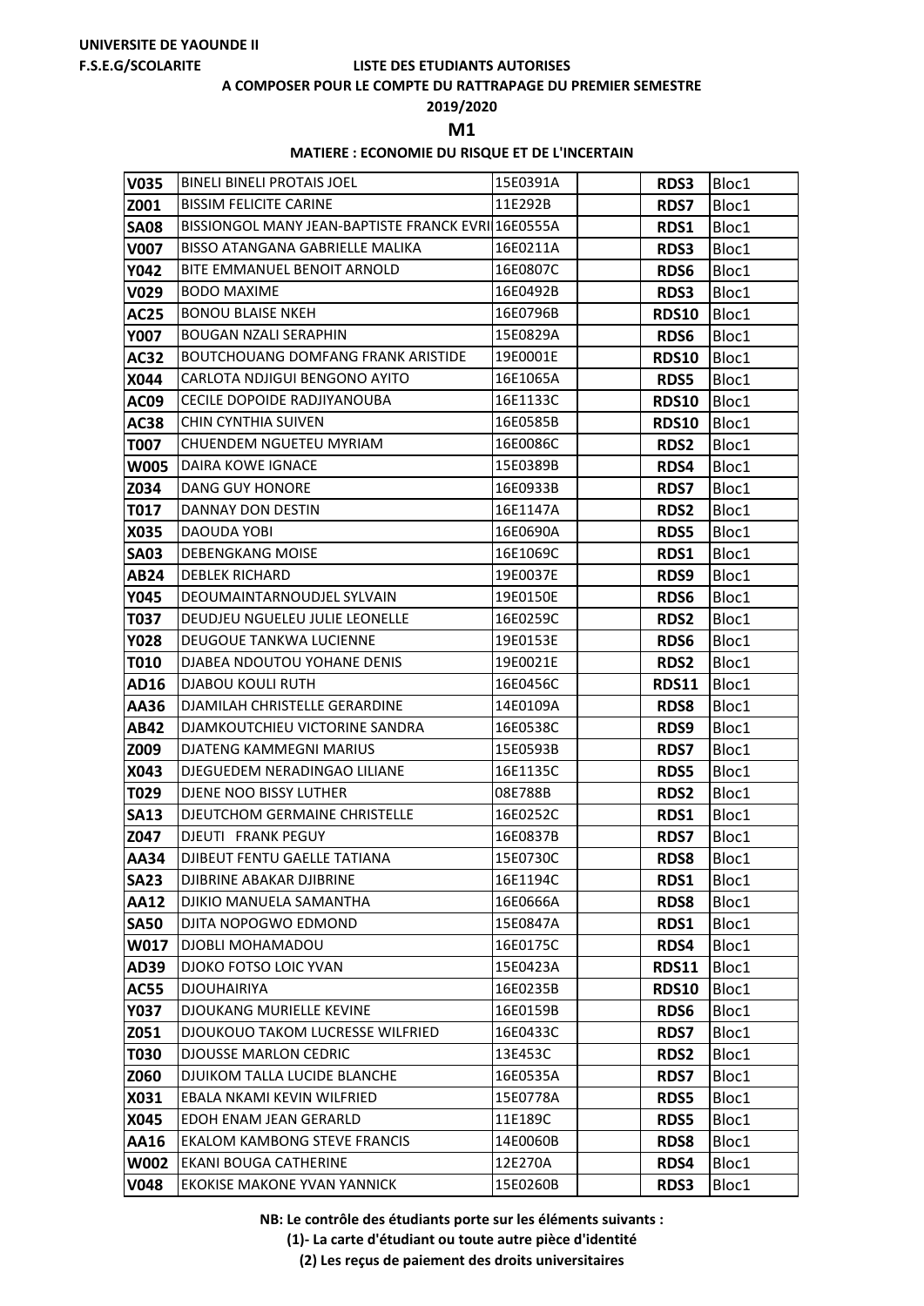**UNIVERSITE DE YAOUNDE II**

**F.S.E.G/SCOLARITE**

**LISTE DES ETUDIANTS AUTORISES**

**A COMPOSER POUR LE COMPTE DU RATTRAPAGE DU PREMIER SEMESTRE**

**2019/2020**

**M1**

**MATIERE : ECONOMIE DU RISQUE ET DE L'INCERTAIN**

| | | | | | |
|---|---|---|---|---|---|
| **V035** | BINELI BINELI PROTAIS JOEL | 15E0391A | | **RDS3** | Bloc1 |
| **Z001** | BISSIM FELICITE CARINE | 11E292B | | **RDS7** | Bloc1 |
| **SA08** | BISSIONGOL MANY JEAN-BAPTISTE FRANCK EVRI | 16E0555A | | **RDS1** | Bloc1 |
| **V007** | BISSO ATANGANA GABRIELLE MALIKA | 16E0211A | | **RDS3** | Bloc1 |
| **Y042** | BITE EMMANUEL BENOIT ARNOLD | 16E0807C | | **RDS6** | Bloc1 |
| **V029** | BODO MAXIME | 16E0492B | | **RDS3** | Bloc1 |
| **AC25** | BONOU BLAISE NKEH | 16E0796B | | **RDS10** | Bloc1 |
| **Y007** | BOUGAN NZALI SERAPHIN | 15E0829A | | **RDS6** | Bloc1 |
| **AC32** | BOUTCHOUANG DOMFANG FRANK ARISTIDE | 19E0001E | | **RDS10** | Bloc1 |
| **X044** | CARLOTA NDJIGUI BENGONO AYITO | 16E1065A | | **RDS5** | Bloc1 |
| **AC09** | CECILE DOPOIDE RADJIYANOUBA | 16E1133C | | **RDS10** | Bloc1 |
| **AC38** | CHIN CYNTHIA SUIVEN | 16E0585B | | **RDS10** | Bloc1 |
| **T007** | CHUENDEM NGUETEU MYRIAM | 16E0086C | | **RDS2** | Bloc1 |
| **W005** | DAIRA KOWE IGNACE | 15E0389B | | **RDS4** | Bloc1 |
| **Z034** | DANG GUY HONORE | 16E0933B | | **RDS7** | Bloc1 |
| **T017** | DANNAY DON DESTIN | 16E1147A | | **RDS2** | Bloc1 |
| **X035** | DAOUDA YOBI | 16E0690A | | **RDS5** | Bloc1 |
| **SA03** | DEBENGKANG MOISE | 16E1069C | | **RDS1** | Bloc1 |
| **AB24** | DEBLEK RICHARD | 19E0037E | | **RDS9** | Bloc1 |
| **Y045** | DEOUMAINTARNOUDJEL SYLVAIN | 19E0150E | | **RDS6** | Bloc1 |
| **T037** | DEUDJEU NGUELEU JULIE LEONELLE | 16E0259C | | **RDS2** | Bloc1 |
| **Y028** | DEUGOUE TANKWA LUCIENNE | 19E0153E | | **RDS6** | Bloc1 |
| **T010** | DJABEA NDOUTOU YOHANE DENIS | 19E0021E | | **RDS2** | Bloc1 |
| **AD16** | DJABOU KOULI RUTH | 16E0456C | | **RDS11** | Bloc1 |
| **AA36** | DJAMILAH CHRISTELLE GERARDINE | 14E0109A | | **RDS8** | Bloc1 |
| **AB42** | DJAMKOUTCHIEU VICTORINE SANDRA | 16E0538C | | **RDS9** | Bloc1 |
| **Z009** | DJATENG KAMMEGNI MARIUS | 15E0593B | | **RDS7** | Bloc1 |
| **X043** | DJEGUEDEM NERADINGAO LILIANE | 16E1135C | | **RDS5** | Bloc1 |
| **T029** | DJENE NOO BISSY LUTHER | 08E788B | | **RDS2** | Bloc1 |
| **SA13** | DJEUTCHOM GERMAINE CHRISTELLE | 16E0252C | | **RDS1** | Bloc1 |
| **Z047** | DJEUTI FRANK PEGUY | 16E0837B | | **RDS7** | Bloc1 |
| **AA34** | DJIBEUT FENTU GAELLE TATIANA | 15E0730C | | **RDS8** | Bloc1 |
| **SA23** | DJIBRINE ABAKAR DJIBRINE | 16E1194C | | **RDS1** | Bloc1 |
| **AA12** | DJIKIO MANUELA SAMANTHA | 16E0666A | | **RDS8** | Bloc1 |
| **SA50** | DJITA NOPOGWO EDMOND | 15E0847A | | **RDS1** | Bloc1 |
| **W017** | DJOBLI MOHAMADOU | 16E0175C | | **RDS4** | Bloc1 |
| **AD39** | DJOKO FOTSO LOIC YVAN | 15E0423A | | **RDS11** | Bloc1 |
| **AC55** | DJOUHAIRIYA | 16E0235B | | **RDS10** | Bloc1 |
| **Y037** | DJOUKANG MURIELLE KEVINE | 16E0159B | | **RDS6** | Bloc1 |
| **Z051** | DJOUKOUO TAKOM LUCRESSE WILFRIED | 16E0433C | | **RDS7** | Bloc1 |
| **T030** | DJOUSSE MARLON CEDRIC | 13E453C | | **RDS2** | Bloc1 |
| **Z060** | DJUIKOM TALLA LUCIDE BLANCHE | 16E0535A | | **RDS7** | Bloc1 |
| **X031** | EBALA NKAMI KEVIN WILFRIED | 15E0778A | | **RDS5** | Bloc1 |
| **X045** | EDOH ENAM JEAN GERARLD | 11E189C | | **RDS5** | Bloc1 |
| **AA16** | EKALOM KAMBONG STEVE FRANCIS | 14E0060B | | **RDS8** | Bloc1 |
| **W002** | EKANI BOUGA CATHERINE | 12E270A | | **RDS4** | Bloc1 |
| **V048** | EKOKISE MAKONE YVAN YANNICK | 15E0260B | | **RDS3** | Bloc1 |

**NB: Le contrôle des étudiants porte sur les éléments suivants :**

**(1)- La carte d'étudiant ou toute autre pièce d'identité**

**(2) Les reçus de paiement des droits universitaires**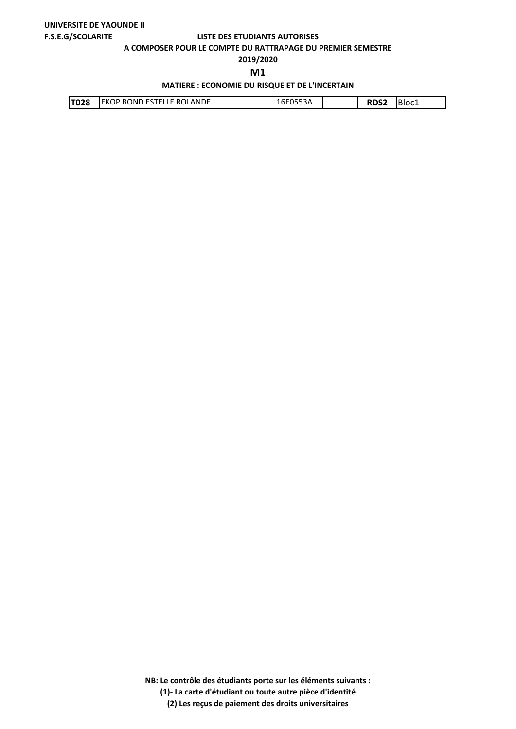**UNIVERSITE DE YAOUNDE II**

**F.S.E.G/SCOLARITE**

**LISTE DES ETUDIANTS AUTORISES**

**A COMPOSER POUR LE COMPTE DU RATTRAPAGE DU PREMIER SEMESTRE**

**2019/2020**

## M1

**MATIERE : ECONOMIE DU RISQUE ET DE L'INCERTAIN**

| | | | | | |
|---|---|---|---|---|---|
| **T028** | EKOP BOND ESTELLE ROLANDE | 16E0553A | | **RDS2** | Bloc1 |

**NB: Le contrôle des étudiants porte sur les éléments suivants :**

**(1)- La carte d'étudiant ou toute autre pièce d'identité**

**(2) Les reçus de paiement des droits universitaires**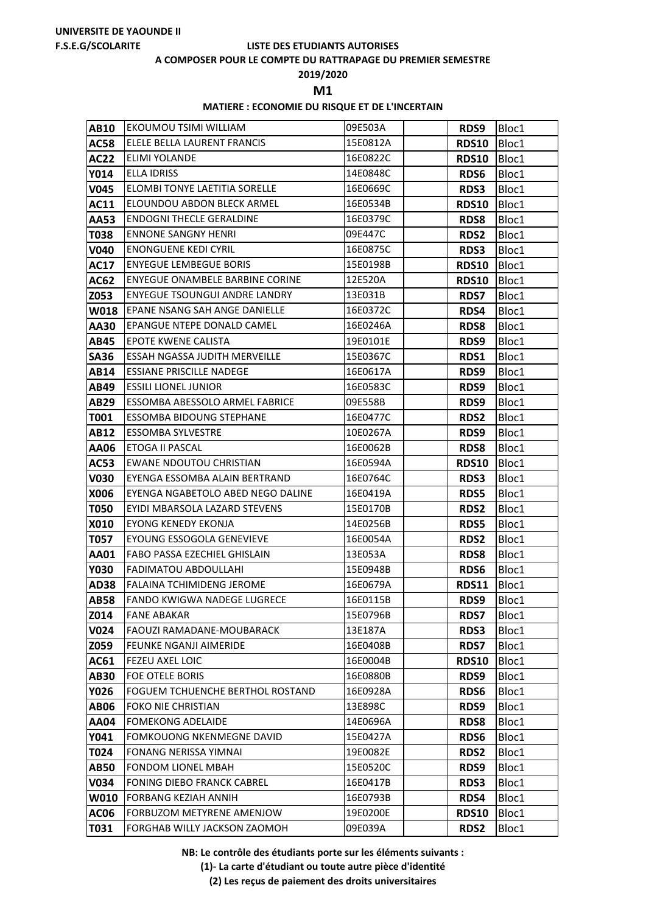**UNIVERSITE DE YAOUNDE II**

**F.S.E.G/SCOLARITE**

**LISTE DES ETUDIANTS AUTORISES**

**A COMPOSER POUR LE COMPTE DU RATTRAPAGE DU PREMIER SEMESTRE**

**2019/2020**

**M1**

**MATIERE : ECONOMIE DU RISQUE ET DE L'INCERTAIN**

| | | | | | |
|---|---|---|---|---|---|
| **AB10** | EKOUMOU TSIMI WILLIAM | 09E503A | | **RDS9** | Bloc1 |
| **AC58** | ELELE BELLA LAURENT FRANCIS | 15E0812A | | **RDS10** | Bloc1 |
| **AC22** | ELIMI YOLANDE | 16E0822C | | **RDS10** | Bloc1 |
| **Y014** | ELLA IDRISS | 14E0848C | | **RDS6** | Bloc1 |
| **V045** | ELOMBI TONYE LAETITIA SORELLE | 16E0669C | | **RDS3** | Bloc1 |
| **AC11** | ELOUNDOU ABDON BLECK ARMEL | 16E0534B | | **RDS10** | Bloc1 |
| **AA53** | ENDOGNI THECLE GERALDINE | 16E0379C | | **RDS8** | Bloc1 |
| **T038** | ENNONE SANGNY HENRI | 09E447C | | **RDS2** | Bloc1 |
| **V040** | ENONGUENE KEDI CYRIL | 16E0875C | | **RDS3** | Bloc1 |
| **AC17** | ENYEGUE LEMBEGUE BORIS | 15E0198B | | **RDS10** | Bloc1 |
| **AC62** | ENYEGUE ONAMBELE BARBINE CORINE | 12E520A | | **RDS10** | Bloc1 |
| **Z053** | ENYEGUE TSOUNGUI ANDRE LANDRY | 13E031B | | **RDS7** | Bloc1 |
| **W018** | EPANE NSANG SAH ANGE DANIELLE | 16E0372C | | **RDS4** | Bloc1 |
| **AA30** | EPANGUE NTEPE DONALD CAMEL | 16E0246A | | **RDS8** | Bloc1 |
| **AB45** | EPOTE KWENE CALISTA | 19E0101E | | **RDS9** | Bloc1 |
| **SA36** | ESSAH NGASSA JUDITH MERVEILLE | 15E0367C | | **RDS1** | Bloc1 |
| **AB14** | ESSIANE PRISCILLE NADEGE | 16E0617A | | **RDS9** | Bloc1 |
| **AB49** | ESSILI LIONEL JUNIOR | 16E0583C | | **RDS9** | Bloc1 |
| **AB29** | ESSOMBA ABESSOLO ARMEL FABRICE | 09E558B | | **RDS9** | Bloc1 |
| **T001** | ESSOMBA BIDOUNG STEPHANE | 16E0477C | | **RDS2** | Bloc1 |
| **AB12** | ESSOMBA SYLVESTRE | 10E0267A | | **RDS9** | Bloc1 |
| **AA06** | ETOGA II PASCAL | 16E0062B | | **RDS8** | Bloc1 |
| **AC53** | EWANE NDOUTOU CHRISTIAN | 16E0594A | | **RDS10** | Bloc1 |
| **V030** | EYENGA ESSOMBA ALAIN BERTRAND | 16E0764C | | **RDS3** | Bloc1 |
| **X006** | EYENGA NGABETOLO ABED NEGO DALINE | 16E0419A | | **RDS5** | Bloc1 |
| **T050** | EYIDI MBARSOLA LAZARD STEVENS | 15E0170B | | **RDS2** | Bloc1 |
| **X010** | EYONG KENEDY EKONJA | 14E0256B | | **RDS5** | Bloc1 |
| **T057** | EYOUNG ESSOGOLA GENEVIEVE | 16E0054A | | **RDS2** | Bloc1 |
| **AA01** | FABO PASSA EZECHIEL GHISLAIN | 13E053A | | **RDS8** | Bloc1 |
| **Y030** | FADIMATOU ABDOULLAHI | 15E0948B | | **RDS6** | Bloc1 |
| **AD38** | FALAINA TCHIMIDENG JEROME | 16E0679A | | **RDS11** | Bloc1 |
| **AB58** | FANDO KWIGWA NADEGE LUGRECE | 16E0115B | | **RDS9** | Bloc1 |
| **Z014** | FANE ABAKAR | 15E0796B | | **RDS7** | Bloc1 |
| **V024** | FAOUZI RAMADANE-MOUBARACK | 13E187A | | **RDS3** | Bloc1 |
| **Z059** | FEUNKE NGANJI AIMERIDE | 16E0408B | | **RDS7** | Bloc1 |
| **AC61** | FEZEU AXEL LOIC | 16E0004B | | **RDS10** | Bloc1 |
| **AB30** | FOE OTELE BORIS | 16E0880B | | **RDS9** | Bloc1 |
| **Y026** | FOGUEM TCHUENCHE BERTHOL ROSTAND | 16E0928A | | **RDS6** | Bloc1 |
| **AB06** | FOKO NIE CHRISTIAN | 13E898C | | **RDS9** | Bloc1 |
| **AA04** | FOMEKONG ADELAIDE | 14E0696A | | **RDS8** | Bloc1 |
| **Y041** | FOMKOUONG NKENMEGNE DAVID | 15E0427A | | **RDS6** | Bloc1 |
| **T024** | FONANG NERISSA YIMNAI | 19E0082E | | **RDS2** | Bloc1 |
| **AB50** | FONDOM LIONEL MBAH | 15E0520C | | **RDS9** | Bloc1 |
| **V034** | FONING DIEBO FRANCK CABREL | 16E0417B | | **RDS3** | Bloc1 |
| **W010** | FORBANG KEZIAH ANNIH | 16E0793B | | **RDS4** | Bloc1 |
| **AC06** | FORBUZOM METYRENE AMENJOW | 19E0200E | | **RDS10** | Bloc1 |
| **T031** | FORGHAB WILLY JACKSON ZAOMOH | 09E039A | | **RDS2** | Bloc1 |

**NB: Le contrôle des étudiants porte sur les éléments suivants :**

**(1)- La carte d'étudiant ou toute autre pièce d'identité**

**(2) Les reçus de paiement des droits universitaires**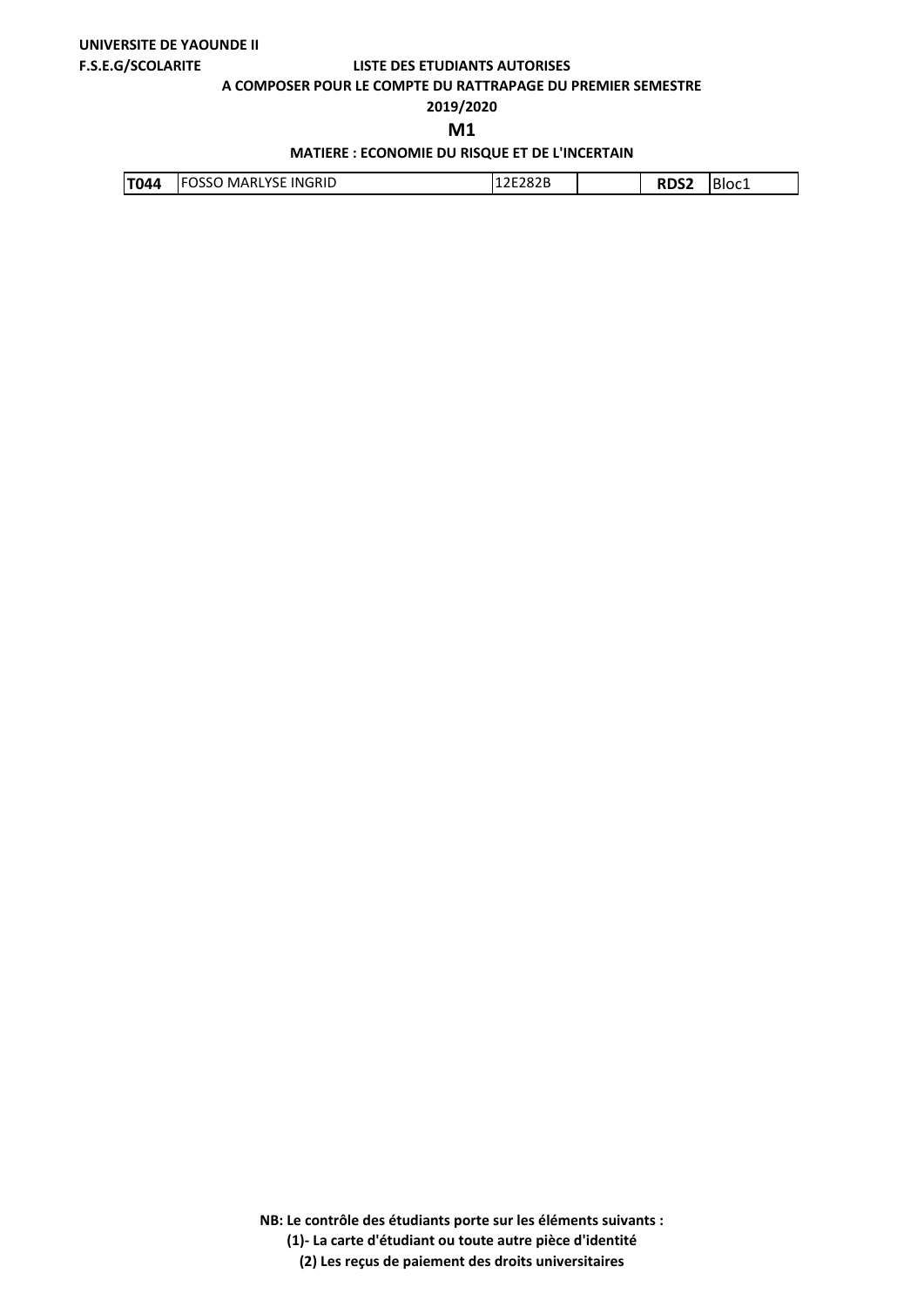**UNIVERSITE DE YAOUNDE II**

**F.S.E.G/SCOLARITE**

**LISTE DES ETUDIANTS AUTORISES**

**A COMPOSER POUR LE COMPTE DU RATTRAPAGE DU PREMIER SEMESTRE**

**2019/2020**

## M1

**MATIERE : ECONOMIE DU RISQUE ET DE L'INCERTAIN**

| | | | | | |
|---|---|---|---|---|---|
| **T044** | FOSSO MARLYSE INGRID | 12E282B | | **RDS2** | Bloc1 |

**NB: Le contrôle des étudiants porte sur les éléments suivants :**

**(1)- La carte d'étudiant ou toute autre pièce d'identité**

**(2) Les reçus de paiement des droits universitaires**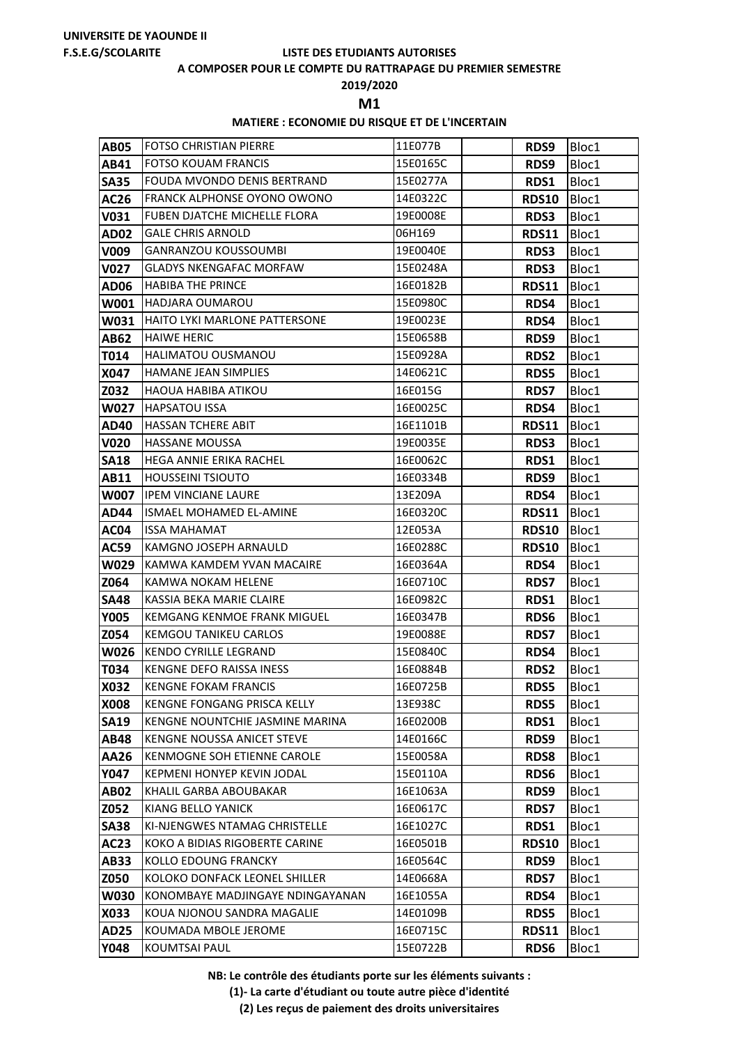**UNIVERSITE DE YAOUNDE II**

**F.S.E.G/SCOLARITE**

**LISTE DES ETUDIANTS AUTORISES**

**A COMPOSER POUR LE COMPTE DU RATTRAPAGE DU PREMIER SEMESTRE**

**2019/2020**

**M1**

**MATIERE : ECONOMIE DU RISQUE ET DE L'INCERTAIN**

| | | | | | |
|---|---|---|---|---|---|
| **AB05** | FOTSO CHRISTIAN PIERRE | 11E077B | | **RDS9** | Bloc1 |
| **AB41** | FOTSO KOUAM FRANCIS | 15E0165C | | **RDS9** | Bloc1 |
| **SA35** | FOUDA MVONDO DENIS BERTRAND | 15E0277A | | **RDS1** | Bloc1 |
| **AC26** | FRANCK ALPHONSE OYONO OWONO | 14E0322C | | **RDS10** | Bloc1 |
| **V031** | FUBEN DJATCHE MICHELLE FLORA | 19E0008E | | **RDS3** | Bloc1 |
| **AD02** | GALE CHRIS ARNOLD | 06H169 | | **RDS11** | Bloc1 |
| **V009** | GANRANZOU KOUSSOUMBI | 19E0040E | | **RDS3** | Bloc1 |
| **V027** | GLADYS NKENGAFAC MORFAW | 15E0248A | | **RDS3** | Bloc1 |
| **AD06** | HABIBA THE PRINCE | 16E0182B | | **RDS11** | Bloc1 |
| **W001** | HADJARA OUMAROU | 15E0980C | | **RDS4** | Bloc1 |
| **W031** | HAITO LYKI MARLONE PATTERSONE | 19E0023E | | **RDS4** | Bloc1 |
| **AB62** | HAIWE HERIC | 15E0658B | | **RDS9** | Bloc1 |
| **T014** | HALIMATOU OUSMANOU | 15E0928A | | **RDS2** | Bloc1 |
| **X047** | HAMANE JEAN SIMPLIES | 14E0621C | | **RDS5** | Bloc1 |
| **Z032** | HAOUA HABIBA ATIKOU | 16E015G | | **RDS7** | Bloc1 |
| **W027** | HAPSATOU ISSA | 16E0025C | | **RDS4** | Bloc1 |
| **AD40** | HASSAN TCHERE ABIT | 16E1101B | | **RDS11** | Bloc1 |
| **V020** | HASSANE MOUSSA | 19E0035E | | **RDS3** | Bloc1 |
| **SA18** | HEGA ANNIE ERIKA RACHEL | 16E0062C | | **RDS1** | Bloc1 |
| **AB11** | HOUSSEINI TSIOUTO | 16E0334B | | **RDS9** | Bloc1 |
| **W007** | IPEM VINCIANE LAURE | 13E209A | | **RDS4** | Bloc1 |
| **AD44** | ISMAEL MOHAMED EL-AMINE | 16E0320C | | **RDS11** | Bloc1 |
| **AC04** | ISSA MAHAMAT | 12E053A | | **RDS10** | Bloc1 |
| **AC59** | KAMGNO JOSEPH ARNAULD | 16E0288C | | **RDS10** | Bloc1 |
| **W029** | KAMWA KAMDEM YVAN MACAIRE | 16E0364A | | **RDS4** | Bloc1 |
| **Z064** | KAMWA NOKAM HELENE | 16E0710C | | **RDS7** | Bloc1 |
| **SA48** | KASSIA BEKA MARIE CLAIRE | 16E0982C | | **RDS1** | Bloc1 |
| **Y005** | KEMGANG KENMOE FRANK MIGUEL | 16E0347B | | **RDS6** | Bloc1 |
| **Z054** | KEMGOU TANIKEU CARLOS | 19E0088E | | **RDS7** | Bloc1 |
| **W026** | KENDO CYRILLE LEGRAND | 15E0840C | | **RDS4** | Bloc1 |
| **T034** | KENGNE DEFO RAISSA INESS | 16E0884B | | **RDS2** | Bloc1 |
| **X032** | KENGNE FOKAM FRANCIS | 16E0725B | | **RDS5** | Bloc1 |
| **X008** | KENGNE FONGANG PRISCA KELLY | 13E938C | | **RDS5** | Bloc1 |
| **SA19** | KENGNE NOUNTCHIE JASMINE MARINA | 16E0200B | | **RDS1** | Bloc1 |
| **AB48** | KENGNE NOUSSA ANICET STEVE | 14E0166C | | **RDS9** | Bloc1 |
| **AA26** | KENMOGNE SOH ETIENNE CAROLE | 15E0058A | | **RDS8** | Bloc1 |
| **Y047** | KEPMENI HONYEP KEVIN JODAL | 15E0110A | | **RDS6** | Bloc1 |
| **AB02** | KHALIL GARBA ABOUBAKAR | 16E1063A | | **RDS9** | Bloc1 |
| **Z052** | KIANG BELLO YANICK | 16E0617C | | **RDS7** | Bloc1 |
| **SA38** | KI-NJENGWES NTAMAG CHRISTELLE | 16E1027C | | **RDS1** | Bloc1 |
| **AC23** | KOKO A BIDIAS RIGOBERTE CARINE | 16E0501B | | **RDS10** | Bloc1 |
| **AB33** | KOLLO EDOUNG FRANCKY | 16E0564C | | **RDS9** | Bloc1 |
| **Z050** | KOLOKO DONFACK LEONEL SHILLER | 14E0668A | | **RDS7** | Bloc1 |
| **W030** | KONOMBAYE MADJINGAYE NDINGAYANAN | 16E1055A | | **RDS4** | Bloc1 |
| **X033** | KOUA NJONOU SANDRA MAGALIE | 14E0109B | | **RDS5** | Bloc1 |
| **AD25** | KOUMADA MBOLE JEROME | 16E0715C | | **RDS11** | Bloc1 |
| **Y048** | KOUMTSAI PAUL | 15E0722B | | **RDS6** | Bloc1 |

**NB: Le contrôle des étudiants porte sur les éléments suivants :**

**(1)- La carte d'étudiant ou toute autre pièce d'identité**

**(2) Les reçus de paiement des droits universitaires**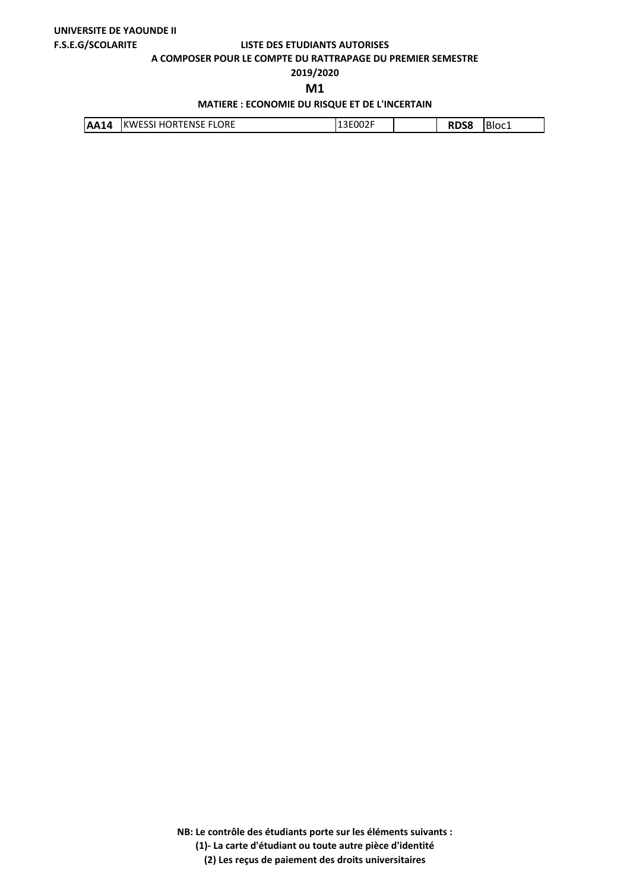**UNIVERSITE DE YAOUNDE II**

**F.S.E.G/SCOLARITE**

**LISTE DES ETUDIANTS AUTORISES**

**A COMPOSER POUR LE COMPTE DU RATTRAPAGE DU PREMIER SEMESTRE**

**2019/2020**

## M1

**MATIERE : ECONOMIE DU RISQUE ET DE L'INCERTAIN**

| | | | | | |
|---|---|---|---|---|---|
| **AA14** | KWESSI HORTENSE FLORE | 13E002F | | **RDS8** | Bloc1 |

**NB: Le contrôle des étudiants porte sur les éléments suivants :**

**(1)- La carte d'étudiant ou toute autre pièce d'identité**

**(2) Les reçus de paiement des droits universitaires**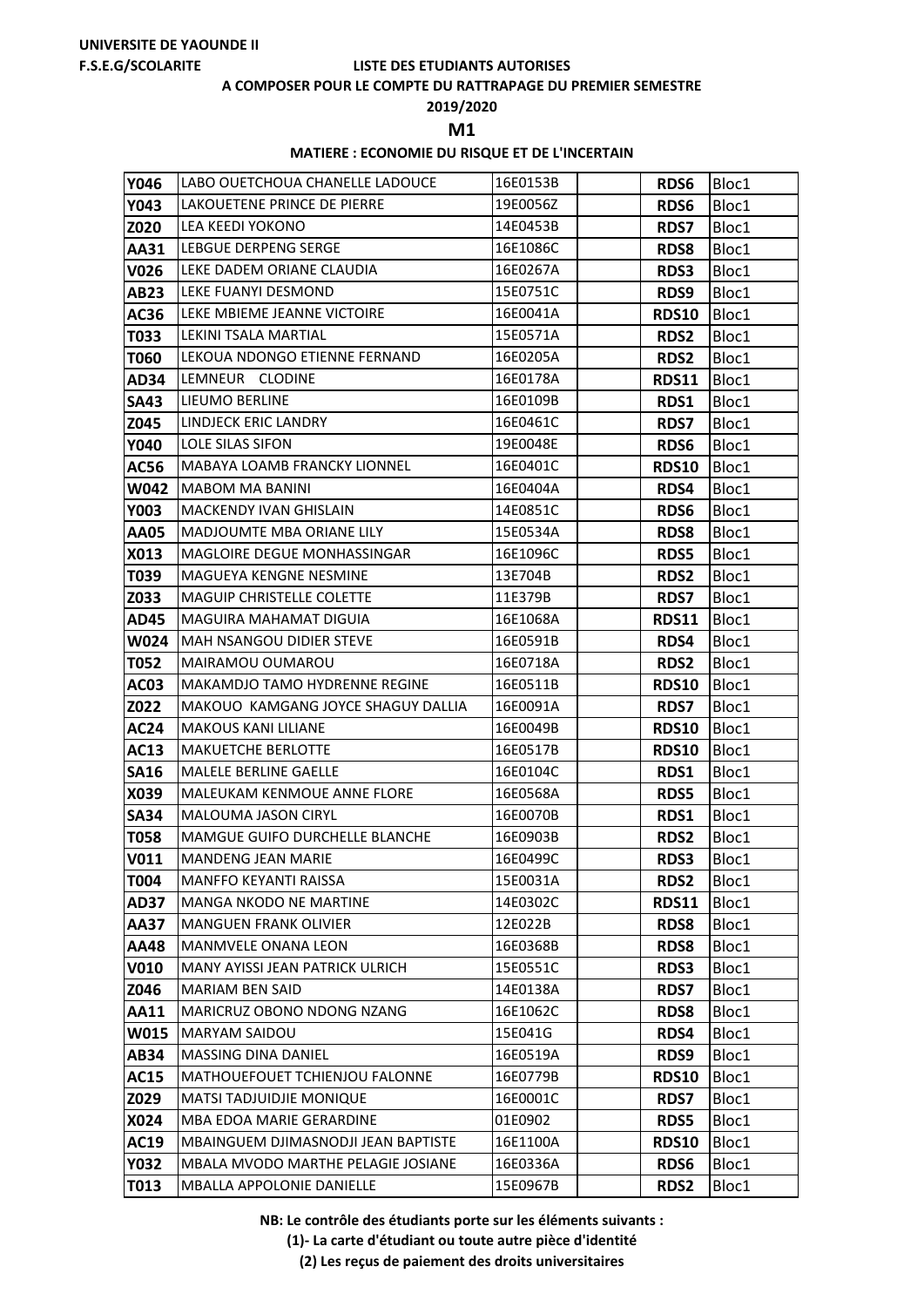UNIVERSITE DE YAOUNDE II

F.S.E.G/SCOLARITE

LISTE DES ETUDIANTS AUTORISES

A COMPOSER POUR LE COMPTE DU RATTRAPAGE DU PREMIER SEMESTRE

2019/2020

M1

MATIERE : ECONOMIE DU RISQUE ET DE L'INCERTAIN

| | | | | | |
|---|---|---|---|---|---|
| **Y046** | LABO OUETCHOUA CHANELLE LADOUCE | 16E0153B | | **RDS6** | Bloc1 |
| **Y043** | LAKOUETENE PRINCE DE PIERRE | 19E0056Z | | **RDS6** | Bloc1 |
| **Z020** | LEA KEEDI YOKONO | 14E0453B | | **RDS7** | Bloc1 |
| **AA31** | LEBGUE DERPENG SERGE | 16E1086C | | **RDS8** | Bloc1 |
| **V026** | LEKE DADEM ORIANE CLAUDIA | 16E0267A | | **RDS3** | Bloc1 |
| **AB23** | LEKE FUANYI DESMOND | 15E0751C | | **RDS9** | Bloc1 |
| **AC36** | LEKE MBIEME JEANNE VICTOIRE | 16E0041A | | **RDS10** | Bloc1 |
| **T033** | LEKINI TSALA MARTIAL | 15E0571A | | **RDS2** | Bloc1 |
| **T060** | LEKOUA NDONGO ETIENNE FERNAND | 16E0205A | | **RDS2** | Bloc1 |
| **AD34** | LEMNEUR CLODINE | 16E0178A | | **RDS11** | Bloc1 |
| **SA43** | LIEUMO BERLINE | 16E0109B | | **RDS1** | Bloc1 |
| **Z045** | LINDJECK ERIC LANDRY | 16E0461C | | **RDS7** | Bloc1 |
| **Y040** | LOLE SILAS SIFON | 19E0048E | | **RDS6** | Bloc1 |
| **AC56** | MABAYA LOAMB FRANCKY LIONNEL | 16E0401C | | **RDS10** | Bloc1 |
| **W042** | MABOM MA BANINI | 16E0404A | | **RDS4** | Bloc1 |
| **Y003** | MACKENDY IVAN GHISLAIN | 14E0851C | | **RDS6** | Bloc1 |
| **AA05** | MADJOUMTE MBA ORIANE LILY | 15E0534A | | **RDS8** | Bloc1 |
| **X013** | MAGLOIRE DEGUE MONHASSINGAR | 16E1096C | | **RDS5** | Bloc1 |
| **T039** | MAGUEYA KENGNE NESMINE | 13E704B | | **RDS2** | Bloc1 |
| **Z033** | MAGUIP CHRISTELLE COLETTE | 11E379B | | **RDS7** | Bloc1 |
| **AD45** | MAGUIRA MAHAMAT DIGUIA | 16E1068A | | **RDS11** | Bloc1 |
| **W024** | MAH NSANGOU DIDIER STEVE | 16E0591B | | **RDS4** | Bloc1 |
| **T052** | MAIRAMOU OUMAROU | 16E0718A | | **RDS2** | Bloc1 |
| **AC03** | MAKAMDJO TAMO HYDRENNE REGINE | 16E0511B | | **RDS10** | Bloc1 |
| **Z022** | MAKOUO KAMGANG JOYCE SHAGUY DALLIA | 16E0091A | | **RDS7** | Bloc1 |
| **AC24** | MAKOUS KANI LILIANE | 16E0049B | | **RDS10** | Bloc1 |
| **AC13** | MAKUETCHE BERLOTTE | 16E0517B | | **RDS10** | Bloc1 |
| **SA16** | MALELE BERLINE GAELLE | 16E0104C | | **RDS1** | Bloc1 |
| **X039** | MALEUKAM KENMOUE ANNE FLORE | 16E0568A | | **RDS5** | Bloc1 |
| **SA34** | MALOUMA JASON CIRYL | 16E0070B | | **RDS1** | Bloc1 |
| **T058** | MAMGUE GUIFO DURCHELLE BLANCHE | 16E0903B | | **RDS2** | Bloc1 |
| **V011** | MANDENG JEAN MARIE | 16E0499C | | **RDS3** | Bloc1 |
| **T004** | MANFFO KEYANTI RAISSA | 15E0031A | | **RDS2** | Bloc1 |
| **AD37** | MANGA NKODO NE MARTINE | 14E0302C | | **RDS11** | Bloc1 |
| **AA37** | MANGUEN FRANK OLIVIER | 12E022B | | **RDS8** | Bloc1 |
| **AA48** | MANMVELE ONANA LEON | 16E0368B | | **RDS8** | Bloc1 |
| **V010** | MANY AYISSI JEAN PATRICK ULRICH | 15E0551C | | **RDS3** | Bloc1 |
| **Z046** | MARIAM BEN SAID | 14E0138A | | **RDS7** | Bloc1 |
| **AA11** | MARICRUZ OBONO NDONG NZANG | 16E1062C | | **RDS8** | Bloc1 |
| **W015** | MARYAM SAIDOU | 15E041G | | **RDS4** | Bloc1 |
| **AB34** | MASSING DINA DANIEL | 16E0519A | | **RDS9** | Bloc1 |
| **AC15** | MATHOUEFOUET TCHIENJOU FALONNE | 16E0779B | | **RDS10** | Bloc1 |
| **Z029** | MATSI TADJUIDJIE MONIQUE | 16E0001C | | **RDS7** | Bloc1 |
| **X024** | MBA EDOA MARIE GERARDINE | 01E0902 | | **RDS5** | Bloc1 |
| **AC19** | MBAINGUEM DJIMASNODJI JEAN BAPTISTE | 16E1100A | | **RDS10** | Bloc1 |
| **Y032** | MBALA MVODO MARTHE PELAGIE JOSIANE | 16E0336A | | **RDS6** | Bloc1 |
| **T013** | MBALLA APPOLONIE DANIELLE | 15E0967B | | **RDS2** | Bloc1 |

**NB: Le contrôle des étudiants porte sur les éléments suivants :**

**(1)- La carte d'étudiant ou toute autre pièce d'identité**

**(2) Les reçus de paiement des droits universitaires**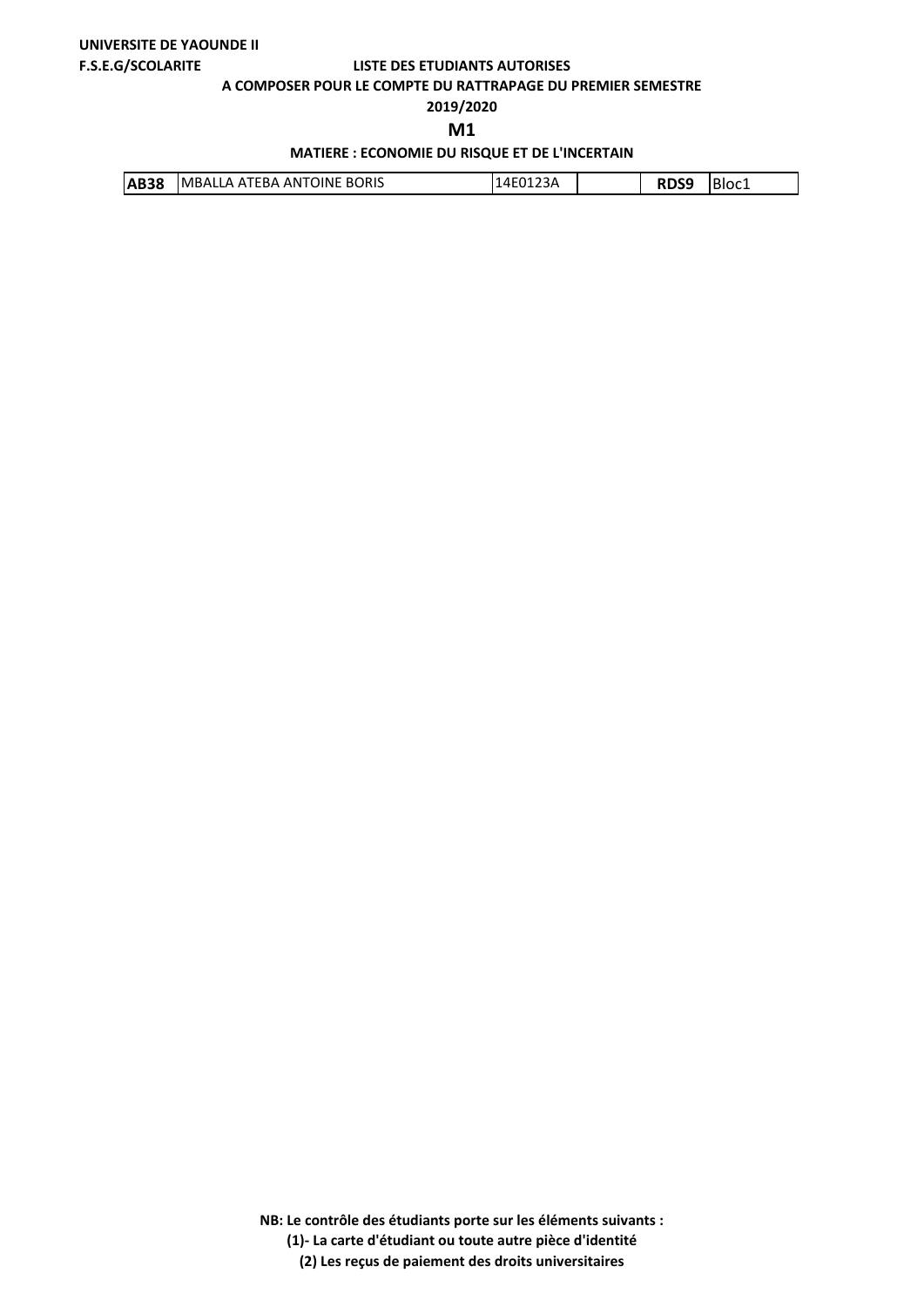**UNIVERSITE DE YAOUNDE II**

**F.S.E.G/SCOLARITE**

**LISTE DES ETUDIANTS AUTORISES**

**A COMPOSER POUR LE COMPTE DU RATTRAPAGE DU PREMIER SEMESTRE**

**2019/2020**

## M1

**MATIERE : ECONOMIE DU RISQUE ET DE L'INCERTAIN**

| | | | | | |
|---|---|---|---|---|---|
| **AB38** | MBALLA ATEBA ANTOINE BORIS | 14E0123A | | **RDS9** | Bloc1 |

**NB: Le contrôle des étudiants porte sur les éléments suivants :**

**(1)- La carte d'étudiant ou toute autre pièce d'identité**

**(2) Les reçus de paiement des droits universitaires**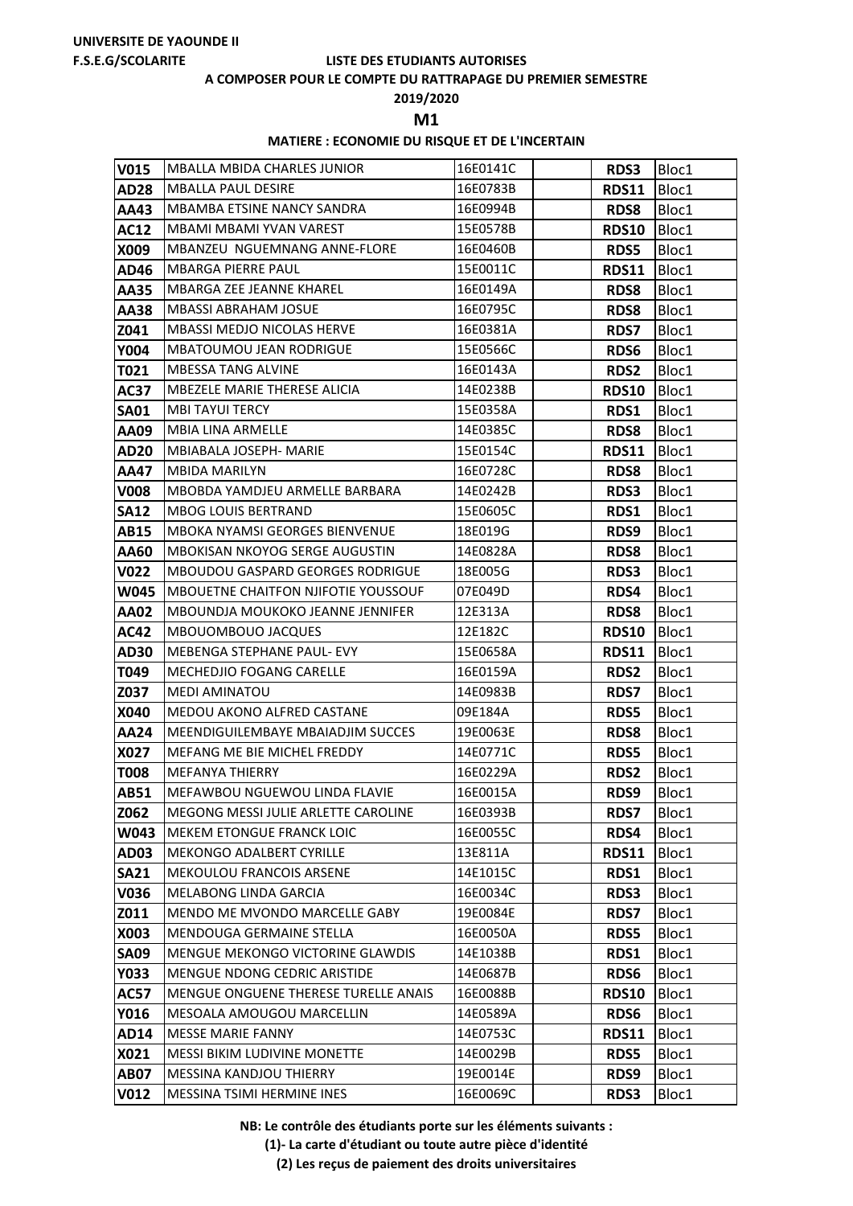**UNIVERSITE DE YAOUNDE II**

**F.S.E.G/SCOLARITE**

**LISTE DES ETUDIANTS AUTORISES**

**A COMPOSER POUR LE COMPTE DU RATTRAPAGE DU PREMIER SEMESTRE**

**2019/2020**

**M1**

**MATIERE : ECONOMIE DU RISQUE ET DE L'INCERTAIN**

| | | | | | |
|---|---|---|---|---|---|
| **V015** | MBALLA MBIDA CHARLES JUNIOR | 16E0141C | | **RDS3** | Bloc1 |
| **AD28** | MBALLA PAUL DESIRE | 16E0783B | | **RDS11** | Bloc1 |
| **AA43** | MBAMBA ETSINE NANCY SANDRA | 16E0994B | | **RDS8** | Bloc1 |
| **AC12** | MBAMI MBAMI YVAN VAREST | 15E0578B | | **RDS10** | Bloc1 |
| **X009** | MBANZEU NGUEMNANG ANNE-FLORE | 16E0460B | | **RDS5** | Bloc1 |
| **AD46** | MBARGA PIERRE PAUL | 15E0011C | | **RDS11** | Bloc1 |
| **AA35** | MBARGA ZEE JEANNE KHAREL | 16E0149A | | **RDS8** | Bloc1 |
| **AA38** | MBASSI ABRAHAM JOSUE | 16E0795C | | **RDS8** | Bloc1 |
| **Z041** | MBASSI MEDJO NICOLAS HERVE | 16E0381A | | **RDS7** | Bloc1 |
| **Y004** | MBATOUMOU JEAN RODRIGUE | 15E0566C | | **RDS6** | Bloc1 |
| **T021** | MBESSA TANG ALVINE | 16E0143A | | **RDS2** | Bloc1 |
| **AC37** | MBEZELE MARIE THERESE ALICIA | 14E0238B | | **RDS10** | Bloc1 |
| **SA01** | MBI TAYUI TERCY | 15E0358A | | **RDS1** | Bloc1 |
| **AA09** | MBIA LINA ARMELLE | 14E0385C | | **RDS8** | Bloc1 |
| **AD20** | MBIABALA JOSEPH- MARIE | 15E0154C | | **RDS11** | Bloc1 |
| **AA47** | MBIDA MARILYN | 16E0728C | | **RDS8** | Bloc1 |
| **V008** | MBOBDA YAMDJEU ARMELLE BARBARA | 14E0242B | | **RDS3** | Bloc1 |
| **SA12** | MBOG LOUIS BERTRAND | 15E0605C | | **RDS1** | Bloc1 |
| **AB15** | MBOKA NYAMSI GEORGES BIENVENUE | 18E019G | | **RDS9** | Bloc1 |
| **AA60** | MBOKISAN NKOYOG SERGE AUGUSTIN | 14E0828A | | **RDS8** | Bloc1 |
| **V022** | MBOUDOU GASPARD GEORGES RODRIGUE | 18E005G | | **RDS3** | Bloc1 |
| **W045** | MBOUETNE CHAITFON NJIFOTIE YOUSSOUF | 07E049D | | **RDS4** | Bloc1 |
| **AA02** | MBOUNDJA MOUKOKO JEANNE JENNIFER | 12E313A | | **RDS8** | Bloc1 |
| **AC42** | MBOUOMBOUO JACQUES | 12E182C | | **RDS10** | Bloc1 |
| **AD30** | MEBENGA STEPHANE PAUL- EVY | 15E0658A | | **RDS11** | Bloc1 |
| **T049** | MECHEDJIO FOGANG CARELLE | 16E0159A | | **RDS2** | Bloc1 |
| **Z037** | MEDI AMINATOU | 14E0983B | | **RDS7** | Bloc1 |
| **X040** | MEDOU AKONO ALFRED CASTANE | 09E184A | | **RDS5** | Bloc1 |
| **AA24** | MEENDIGUILEMBAYE MBAIADJIM SUCCES | 19E0063E | | **RDS8** | Bloc1 |
| **X027** | MEFANG ME BIE MICHEL FREDDY | 14E0771C | | **RDS5** | Bloc1 |
| **T008** | MEFANYA THIERRY | 16E0229A | | **RDS2** | Bloc1 |
| **AB51** | MEFAWBOU NGUEWOU LINDA FLAVIE | 16E0015A | | **RDS9** | Bloc1 |
| **Z062** | MEGONG MESSI JULIE ARLETTE CAROLINE | 16E0393B | | **RDS7** | Bloc1 |
| **W043** | MEKEM ETONGUE FRANCK LOIC | 16E0055C | | **RDS4** | Bloc1 |
| **AD03** | MEKONGO ADALBERT CYRILLE | 13E811A | | **RDS11** | Bloc1 |
| **SA21** | MEKOULOU FRANCOIS ARSENE | 14E1015C | | **RDS1** | Bloc1 |
| **V036** | MELABONG LINDA GARCIA | 16E0034C | | **RDS3** | Bloc1 |
| **Z011** | MENDO ME MVONDO MARCELLE GABY | 19E0084E | | **RDS7** | Bloc1 |
| **X003** | MENDOUGA GERMAINE STELLA | 16E0050A | | **RDS5** | Bloc1 |
| **SA09** | MENGUE MEKONGO VICTORINE GLAWDIS | 14E1038B | | **RDS1** | Bloc1 |
| **Y033** | MENGUE NDONG CEDRIC ARISTIDE | 14E0687B | | **RDS6** | Bloc1 |
| **AC57** | MENGUE ONGUENE THERESE TURELLE ANAIS | 16E0088B | | **RDS10** | Bloc1 |
| **Y016** | MESOALA AMOUGOU MARCELLIN | 14E0589A | | **RDS6** | Bloc1 |
| **AD14** | MESSE MARIE FANNY | 14E0753C | | **RDS11** | Bloc1 |
| **X021** | MESSI BIKIM LUDIVINE MONETTE | 14E0029B | | **RDS5** | Bloc1 |
| **AB07** | MESSINA KANDJOU THIERRY | 19E0014E | | **RDS9** | Bloc1 |
| **V012** | MESSINA TSIMI HERMINE INES | 16E0069C | | **RDS3** | Bloc1 |

**NB: Le contrôle des étudiants porte sur les éléments suivants :**

**(1)- La carte d'étudiant ou toute autre pièce d'identité**

**(2) Les reçus de paiement des droits universitaires**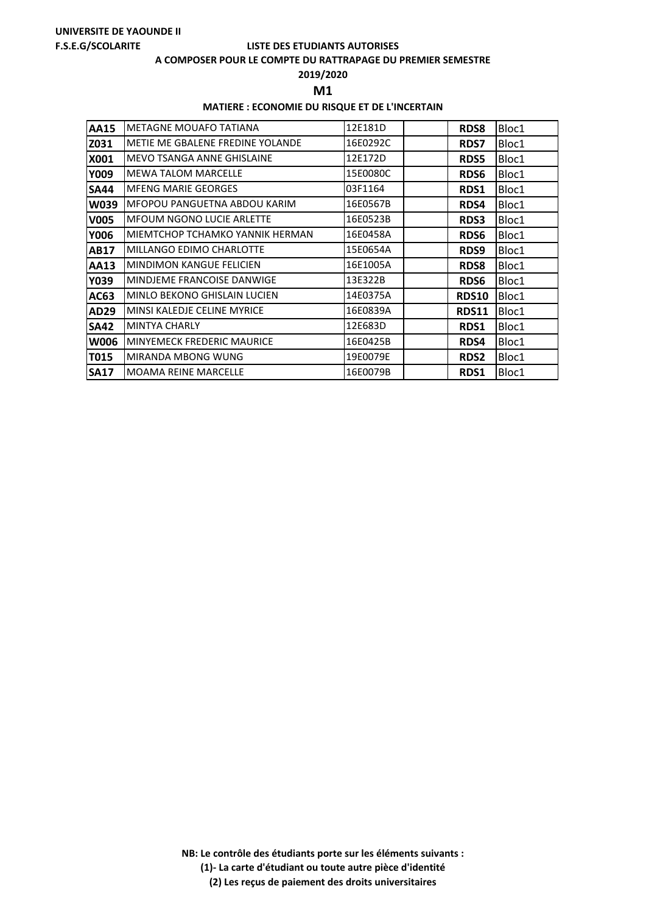**UNIVERSITE DE YAOUNDE II**
**F.S.E.G/SCOLARITE**

**LISTE DES ETUDIANTS AUTORISES**
**A COMPOSER POUR LE COMPTE DU RATTRAPAGE DU PREMIER SEMESTRE**
**2019/2020**

## M1

**MATIERE : ECONOMIE DU RISQUE ET DE L'INCERTAIN**

| | | | | | |
|---|---|---|---|---|---|
| **AA15** | METAGNE MOUAFO TATIANA | 12E181D | | **RDS8** | Bloc1 |
| **Z031** | METIE ME GBALENE FREDINE YOLANDE | 16E0292C | | **RDS7** | Bloc1 |
| **X001** | MEVO TSANGA ANNE GHISLAINE | 12E172D | | **RDS5** | Bloc1 |
| **Y009** | MEWA TALOM MARCELLE | 15E0080C | | **RDS6** | Bloc1 |
| **SA44** | MFENG MARIE GEORGES | 03F1164 | | **RDS1** | Bloc1 |
| **W039** | MFOPOU PANGUETNA ABDOU KARIM | 16E0567B | | **RDS4** | Bloc1 |
| **V005** | MFOUM NGONO LUCIE ARLETTE | 16E0523B | | **RDS3** | Bloc1 |
| **Y006** | MIEMTCHOP TCHAMKO YANNIK HERMAN | 16E0458A | | **RDS6** | Bloc1 |
| **AB17** | MILLANGO EDIMO CHARLOTTE | 15E0654A | | **RDS9** | Bloc1 |
| **AA13** | MINDIMON KANGUE FELICIEN | 16E1005A | | **RDS8** | Bloc1 |
| **Y039** | MINDJEME FRANCOISE DANWIGE | 13E322B | | **RDS6** | Bloc1 |
| **AC63** | MINLO BEKONO GHISLAIN LUCIEN | 14E0375A | | **RDS10** | Bloc1 |
| **AD29** | MINSI KALEDJE CELINE MYRICE | 16E0839A | | **RDS11** | Bloc1 |
| **SA42** | MINTYA CHARLY | 12E683D | | **RDS1** | Bloc1 |
| **W006** | MINYEMECK FREDERIC MAURICE | 16E0425B | | **RDS4** | Bloc1 |
| **T015** | MIRANDA MBONG WUNG | 19E0079E | | **RDS2** | Bloc1 |
| **SA17** | MOAMA REINE MARCELLE | 16E0079B | | **RDS1** | Bloc1 |

**NB: Le contrôle des étudiants porte sur les éléments suivants :**
**(1)- La carte d'étudiant ou toute autre pièce d'identité**
**(2) Les reçus de paiement des droits universitaires**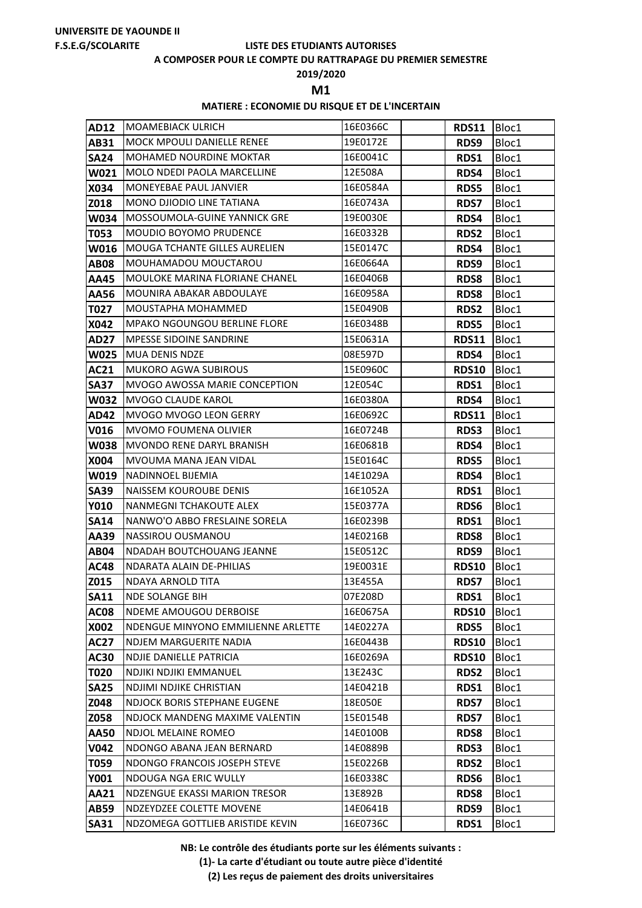**UNIVERSITE DE YAOUNDE II**

**F.S.E.G/SCOLARITE**

**LISTE DES ETUDIANTS AUTORISES**

**A COMPOSER POUR LE COMPTE DU RATTRAPAGE DU PREMIER SEMESTRE**

**2019/2020**

**M1**

**MATIERE : ECONOMIE DU RISQUE ET DE L'INCERTAIN**

| | | | | | |
|---|---|---|---|---|---|
| **AD12** | MOAMEBIACK ULRICH | 16E0366C | | **RDS11** | Bloc1 |
| **AB31** | MOCK MPOULI DANIELLE RENEE | 19E0172E | | **RDS9** | Bloc1 |
| **SA24** | MOHAMED NOURDINE MOKTAR | 16E0041C | | **RDS1** | Bloc1 |
| **W021** | MOLO NDEDI PAOLA MARCELLINE | 12E508A | | **RDS4** | Bloc1 |
| **X034** | MONEYEBAE PAUL JANVIER | 16E0584A | | **RDS5** | Bloc1 |
| **Z018** | MONO DJIODIO LINE TATIANA | 16E0743A | | **RDS7** | Bloc1 |
| **W034** | MOSSOUMOLA-GUINE YANNICK GRE | 19E0030E | | **RDS4** | Bloc1 |
| **T053** | MOUDIO BOYOMO PRUDENCE | 16E0332B | | **RDS2** | Bloc1 |
| **W016** | MOUGA TCHANTE GILLES AURELIEN | 15E0147C | | **RDS4** | Bloc1 |
| **AB08** | MOUHAMADOU MOUCTAROU | 16E0664A | | **RDS9** | Bloc1 |
| **AA45** | MOULOKE MARINA FLORIANE CHANEL | 16E0406B | | **RDS8** | Bloc1 |
| **AA56** | MOUNIRA ABAKAR ABDOULAYE | 16E0958A | | **RDS8** | Bloc1 |
| **T027** | MOUSTAPHA MOHAMMED | 15E0490B | | **RDS2** | Bloc1 |
| **X042** | MPAKO NGOUNGOU BERLINE FLORE | 16E0348B | | **RDS5** | Bloc1 |
| **AD27** | MPESSE SIDOINE SANDRINE | 15E0631A | | **RDS11** | Bloc1 |
| **W025** | MUA DENIS NDZE | 08E597D | | **RDS4** | Bloc1 |
| **AC21** | MUKORO AGWA SUBIROUS | 15E0960C | | **RDS10** | Bloc1 |
| **SA37** | MVOGO AWOSSA MARIE CONCEPTION | 12E054C | | **RDS1** | Bloc1 |
| **W032** | MVOGO CLAUDE KAROL | 16E0380A | | **RDS4** | Bloc1 |
| **AD42** | MVOGO MVOGO LEON GERRY | 16E0692C | | **RDS11** | Bloc1 |
| **V016** | MVOMO FOUMENA OLIVIER | 16E0724B | | **RDS3** | Bloc1 |
| **W038** | MVONDO RENE DARYL BRANISH | 16E0681B | | **RDS4** | Bloc1 |
| **X004** | MVOUMA MANA JEAN VIDAL | 15E0164C | | **RDS5** | Bloc1 |
| **W019** | NADINNOEL BIJEMIA | 14E1029A | | **RDS4** | Bloc1 |
| **SA39** | NAISSEM KOUROUBE DENIS | 16E1052A | | **RDS1** | Bloc1 |
| **Y010** | NANMEGNI TCHAKOUTE ALEX | 15E0377A | | **RDS6** | Bloc1 |
| **SA14** | NANWO'O ABBO FRESLAINE SORELA | 16E0239B | | **RDS1** | Bloc1 |
| **AA39** | NASSIROU OUSMANOU | 14E0216B | | **RDS8** | Bloc1 |
| **AB04** | NDADAH BOUTCHOUANG JEANNE | 15E0512C | | **RDS9** | Bloc1 |
| **AC48** | NDARATA ALAIN DE-PHILIAS | 19E0031E | | **RDS10** | Bloc1 |
| **Z015** | NDAYA ARNOLD TITA | 13E455A | | **RDS7** | Bloc1 |
| **SA11** | NDE SOLANGE BIH | 07E208D | | **RDS1** | Bloc1 |
| **AC08** | NDEME AMOUGOU DERBOISE | 16E0675A | | **RDS10** | Bloc1 |
| **X002** | NDENGUE MINYONO EMMILIENNE ARLETTE | 14E0227A | | **RDS5** | Bloc1 |
| **AC27** | NDJEM MARGUERITE NADIA | 16E0443B | | **RDS10** | Bloc1 |
| **AC30** | NDJIE DANIELLE PATRICIA | 16E0269A | | **RDS10** | Bloc1 |
| **T020** | NDJIKI NDJIKI EMMANUEL | 13E243C | | **RDS2** | Bloc1 |
| **SA25** | NDJIMI NDJIKE CHRISTIAN | 14E0421B | | **RDS1** | Bloc1 |
| **Z048** | NDJOCK BORIS STEPHANE EUGENE | 18E050E | | **RDS7** | Bloc1 |
| **Z058** | NDJOCK MANDENG MAXIME VALENTIN | 15E0154B | | **RDS7** | Bloc1 |
| **AA50** | NDJOL MELAINE ROMEO | 14E0100B | | **RDS8** | Bloc1 |
| **V042** | NDONGO ABANA JEAN BERNARD | 14E0889B | | **RDS3** | Bloc1 |
| **T059** | NDONGO FRANCOIS JOSEPH STEVE | 15E0226B | | **RDS2** | Bloc1 |
| **Y001** | NDOUGA NGA ERIC WULLY | 16E0338C | | **RDS6** | Bloc1 |
| **AA21** | NDZENGUE EKASSI MARION TRESOR | 13E892B | | **RDS8** | Bloc1 |
| **AB59** | NDZEYDZEE COLETTE MOVENE | 14E0641B | | **RDS9** | Bloc1 |
| **SA31** | NDZOMEGA GOTTLIEB ARISTIDE KEVIN | 16E0736C | | **RDS1** | Bloc1 |

**NB: Le contrôle des étudiants porte sur les éléments suivants :**

**(1)- La carte d'étudiant ou toute autre pièce d'identité**

**(2) Les reçus de paiement des droits universitaires**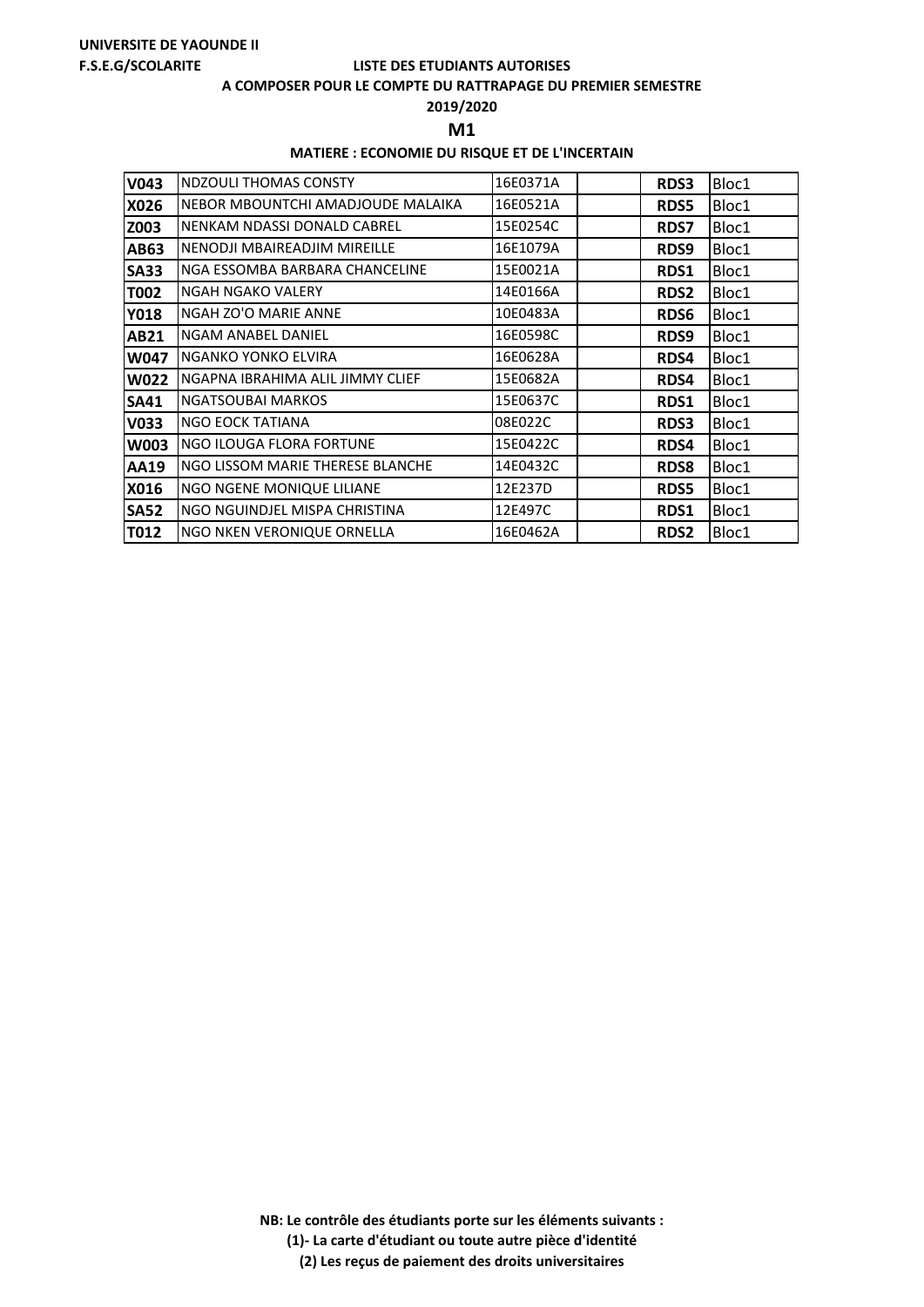**UNIVERSITE DE YAOUNDE II**

**F.S.E.G/SCOLARITE**

**LISTE DES ETUDIANTS AUTORISES**

**A COMPOSER POUR LE COMPTE DU RATTRAPAGE DU PREMIER SEMESTRE**

**2019/2020**

## M1

**MATIERE : ECONOMIE DU RISQUE ET DE L'INCERTAIN**

| | | | | | |
|---|---|---|---|---|---|
| **V043** | NDZOULI THOMAS CONSTY | 16E0371A | | **RDS3** | Bloc1 |
| **X026** | NEBOR MBOUNTCHI AMADJOUDE MALAIKA | 16E0521A | | **RDS5** | Bloc1 |
| **Z003** | NENKAM NDASSI DONALD CABREL | 15E0254C | | **RDS7** | Bloc1 |
| **AB63** | NENODJI MBAIREADJIM MIREILLE | 16E1079A | | **RDS9** | Bloc1 |
| **SA33** | NGA ESSOMBA BARBARA CHANCELINE | 15E0021A | | **RDS1** | Bloc1 |
| **T002** | NGAH NGAKO VALERY | 14E0166A | | **RDS2** | Bloc1 |
| **Y018** | NGAH ZO'O MARIE ANNE | 10E0483A | | **RDS6** | Bloc1 |
| **AB21** | NGAM ANABEL DANIEL | 16E0598C | | **RDS9** | Bloc1 |
| **W047** | NGANKO YONKO ELVIRA | 16E0628A | | **RDS4** | Bloc1 |
| **W022** | NGAPNA IBRAHIMA ALIL JIMMY CLIEF | 15E0682A | | **RDS4** | Bloc1 |
| **SA41** | NGATSOUBAI MARKOS | 15E0637C | | **RDS1** | Bloc1 |
| **V033** | NGO EOCK TATIANA | 08E022C | | **RDS3** | Bloc1 |
| **W003** | NGO ILOUGA FLORA FORTUNE | 15E0422C | | **RDS4** | Bloc1 |
| **AA19** | NGO LISSOM MARIE THERESE BLANCHE | 14E0432C | | **RDS8** | Bloc1 |
| **X016** | NGO NGENE MONIQUE LILIANE | 12E237D | | **RDS5** | Bloc1 |
| **SA52** | NGO NGUINDJEL MISPA CHRISTINA | 12E497C | | **RDS1** | Bloc1 |
| **T012** | NGO NKEN VERONIQUE ORNELLA | 16E0462A | | **RDS2** | Bloc1 |

**NB: Le contrôle des étudiants porte sur les éléments suivants :**

**(1)- La carte d'étudiant ou toute autre pièce d'identité**

**(2) Les reçus de paiement des droits universitaires**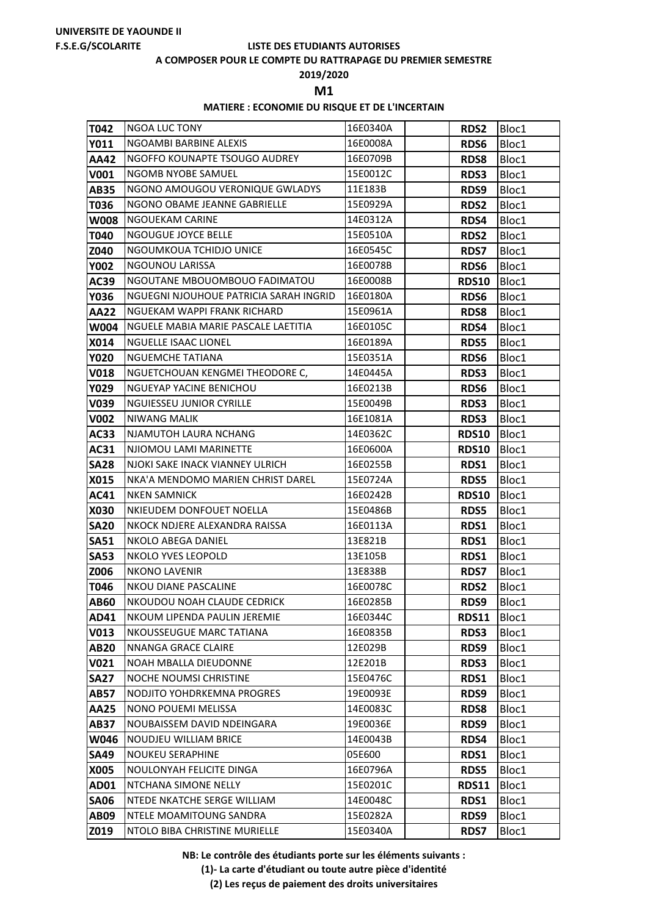UNIVERSITE DE YAOUNDE II

F.S.E.G/SCOLARITE

LISTE DES ETUDIANTS AUTORISES

A COMPOSER POUR LE COMPTE DU RATTRAPAGE DU PREMIER SEMESTRE

2019/2020

**M1**

**MATIERE : ECONOMIE DU RISQUE ET DE L'INCERTAIN**

| | | | | | |
|---|---|---|---|---|---|
| **T042** | NGOA LUC TONY | 16E0340A | | **RDS2** | Bloc1 |
| **Y011** | NGOAMBI BARBINE ALEXIS | 16E0008A | | **RDS6** | Bloc1 |
| **AA42** | NGOFFO KOUNAPTE TSOUGO AUDREY | 16E0709B | | **RDS8** | Bloc1 |
| **V001** | NGOMB NYOBE SAMUEL | 15E0012C | | **RDS3** | Bloc1 |
| **AB35** | NGONO AMOUGOU VERONIQUE GWLADYS | 11E183B | | **RDS9** | Bloc1 |
| **T036** | NGONO OBAME JEANNE GABRIELLE | 15E0929A | | **RDS2** | Bloc1 |
| **W008** | NGOUEKAM CARINE | 14E0312A | | **RDS4** | Bloc1 |
| **T040** | NGOUGUE JOYCE BELLE | 15E0510A | | **RDS2** | Bloc1 |
| **Z040** | NGOUMKOUA TCHIDJO UNICE | 16E0545C | | **RDS7** | Bloc1 |
| **Y002** | NGOUNOU LARISSA | 16E0078B | | **RDS6** | Bloc1 |
| **AC39** | NGOUTANE MBOUOMBOUO FADIMATOU | 16E0008B | | **RDS10** | Bloc1 |
| **Y036** | NGUEGNI NJOUHOUE PATRICIA SARAH INGRID | 16E0180A | | **RDS6** | Bloc1 |
| **AA22** | NGUEKAM WAPPI FRANK RICHARD | 15E0961A | | **RDS8** | Bloc1 |
| **W004** | NGUELE MABIA MARIE PASCALE LAETITIA | 16E0105C | | **RDS4** | Bloc1 |
| **X014** | NGUELLE ISAAC LIONEL | 16E0189A | | **RDS5** | Bloc1 |
| **Y020** | NGUEMCHE TATIANA | 15E0351A | | **RDS6** | Bloc1 |
| **V018** | NGUETCHOUAN KENGMEI THEODORE C, | 14E0445A | | **RDS3** | Bloc1 |
| **Y029** | NGUEYAP YACINE BENICHOU | 16E0213B | | **RDS6** | Bloc1 |
| **V039** | NGUIESSEU JUNIOR CYRILLE | 15E0049B | | **RDS3** | Bloc1 |
| **V002** | NIWANG MALIK | 16E1081A | | **RDS3** | Bloc1 |
| **AC33** | NJAMUTOH LAURA NCHANG | 14E0362C | | **RDS10** | Bloc1 |
| **AC31** | NJIOMOU LAMI MARINETTE | 16E0600A | | **RDS10** | Bloc1 |
| **SA28** | NJOKI SAKE INACK VIANNEY ULRICH | 16E0255B | | **RDS1** | Bloc1 |
| **X015** | NKA'A MENDOMO MARIEN CHRIST DAREL | 15E0724A | | **RDS5** | Bloc1 |
| **AC41** | NKEN SAMNICK | 16E0242B | | **RDS10** | Bloc1 |
| **X030** | NKIEUDEM DONFOUET NOELLA | 15E0486B | | **RDS5** | Bloc1 |
| **SA20** | NKOCK NDJERE ALEXANDRA RAISSA | 16E0113A | | **RDS1** | Bloc1 |
| **SA51** | NKOLO ABEGA DANIEL | 13E821B | | **RDS1** | Bloc1 |
| **SA53** | NKOLO YVES LEOPOLD | 13E105B | | **RDS1** | Bloc1 |
| **Z006** | NKONO LAVENIR | 13E838B | | **RDS7** | Bloc1 |
| **T046** | NKOU DIANE PASCALINE | 16E0078C | | **RDS2** | Bloc1 |
| **AB60** | NKOUDOU NOAH CLAUDE CEDRICK | 16E0285B | | **RDS9** | Bloc1 |
| **AD41** | NKOUM LIPENDA PAULIN JEREMIE | 16E0344C | | **RDS11** | Bloc1 |
| **V013** | NKOUSSEUGUE MARC TATIANA | 16E0835B | | **RDS3** | Bloc1 |
| **AB20** | NNANGA GRACE CLAIRE | 12E029B | | **RDS9** | Bloc1 |
| **V021** | NOAH MBALLA DIEUDONNE | 12E201B | | **RDS3** | Bloc1 |
| **SA27** | NOCHE NOUMSI CHRISTINE | 15E0476C | | **RDS1** | Bloc1 |
| **AB57** | NODJITO YOHDRKEMNA PROGRES | 19E0093E | | **RDS9** | Bloc1 |
| **AA25** | NONO POUEMI MELISSA | 14E0083C | | **RDS8** | Bloc1 |
| **AB37** | NOUBAISSEM DAVID NDEINGARA | 19E0036E | | **RDS9** | Bloc1 |
| **W046** | NOUDJEU WILLIAM BRICE | 14E0043B | | **RDS4** | Bloc1 |
| **SA49** | NOUKEU SERAPHINE | 05E600 | | **RDS1** | Bloc1 |
| **X005** | NOULONYAH FELICITE DINGA | 16E0796A | | **RDS5** | Bloc1 |
| **AD01** | NTCHANA SIMONE NELLY | 15E0201C | | **RDS11** | Bloc1 |
| **SA06** | NTEDE NKATCHE SERGE WILLIAM | 14E0048C | | **RDS1** | Bloc1 |
| **AB09** | NTELE MOAMITOUNG SANDRA | 15E0282A | | **RDS9** | Bloc1 |
| **Z019** | NTOLO BIBA CHRISTINE MURIELLE | 15E0340A | | **RDS7** | Bloc1 |

**NB: Le contrôle des étudiants porte sur les éléments suivants :**

**(1)- La carte d'étudiant ou toute autre pièce d'identité**

**(2) Les reçus de paiement des droits universitaires**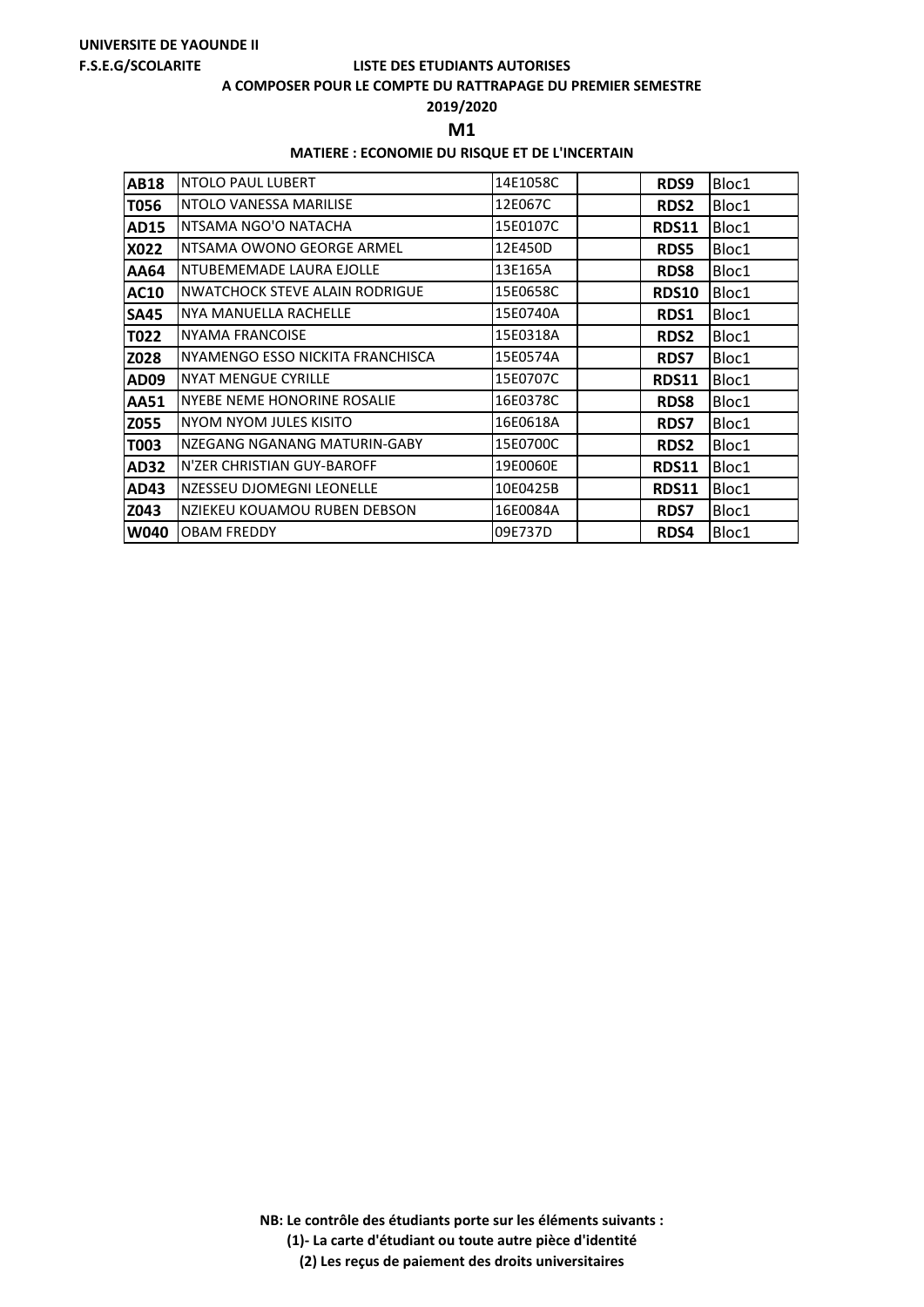**UNIVERSITE DE YAOUNDE II**

**F.S.E.G/SCOLARITE**

**LISTE DES ETUDIANTS AUTORISES**

**A COMPOSER POUR LE COMPTE DU RATTRAPAGE DU PREMIER SEMESTRE**

**2019/2020**

## M1

**MATIERE : ECONOMIE DU RISQUE ET DE L'INCERTAIN**

| | | | | | |
|---|---|---|---|---|---|
| **AB18** | NTOLO PAUL LUBERT | 14E1058C | | **RDS9** | Bloc1 |
| **T056** | NTOLO VANESSA MARILISE | 12E067C | | **RDS2** | Bloc1 |
| **AD15** | NTSAMA NGO'O NATACHA | 15E0107C | | **RDS11** | Bloc1 |
| **X022** | NTSAMA OWONO GEORGE ARMEL | 12E450D | | **RDS5** | Bloc1 |
| **AA64** | NTUBEMEMADE LAURA EJOLLE | 13E165A | | **RDS8** | Bloc1 |
| **AC10** | NWATCHOCK STEVE ALAIN RODRIGUE | 15E0658C | | **RDS10** | Bloc1 |
| **SA45** | NYA MANUELLA RACHELLE | 15E0740A | | **RDS1** | Bloc1 |
| **T022** | NYAMA FRANCOISE | 15E0318A | | **RDS2** | Bloc1 |
| **Z028** | NYAMENGO ESSO NICKITA FRANCHISCA | 15E0574A | | **RDS7** | Bloc1 |
| **AD09** | NYAT MENGUE CYRILLE | 15E0707C | | **RDS11** | Bloc1 |
| **AA51** | NYEBE NEME HONORINE ROSALIE | 16E0378C | | **RDS8** | Bloc1 |
| **Z055** | NYOM NYOM JULES KISITO | 16E0618A | | **RDS7** | Bloc1 |
| **T003** | NZEGANG NGANANG MATURIN-GABY | 15E0700C | | **RDS2** | Bloc1 |
| **AD32** | N'ZER CHRISTIAN GUY-BAROFF | 19E0060E | | **RDS11** | Bloc1 |
| **AD43** | NZESSEU DJOMEGNI LEONELLE | 10E0425B | | **RDS11** | Bloc1 |
| **Z043** | NZIEKEU KOUAMOU RUBEN DEBSON | 16E0084A | | **RDS7** | Bloc1 |
| **W040** | OBAM FREDDY | 09E737D | | **RDS4** | Bloc1 |

**NB: Le contrôle des étudiants porte sur les éléments suivants :**

**(1)- La carte d'étudiant ou toute autre pièce d'identité**

**(2) Les reçus de paiement des droits universitaires**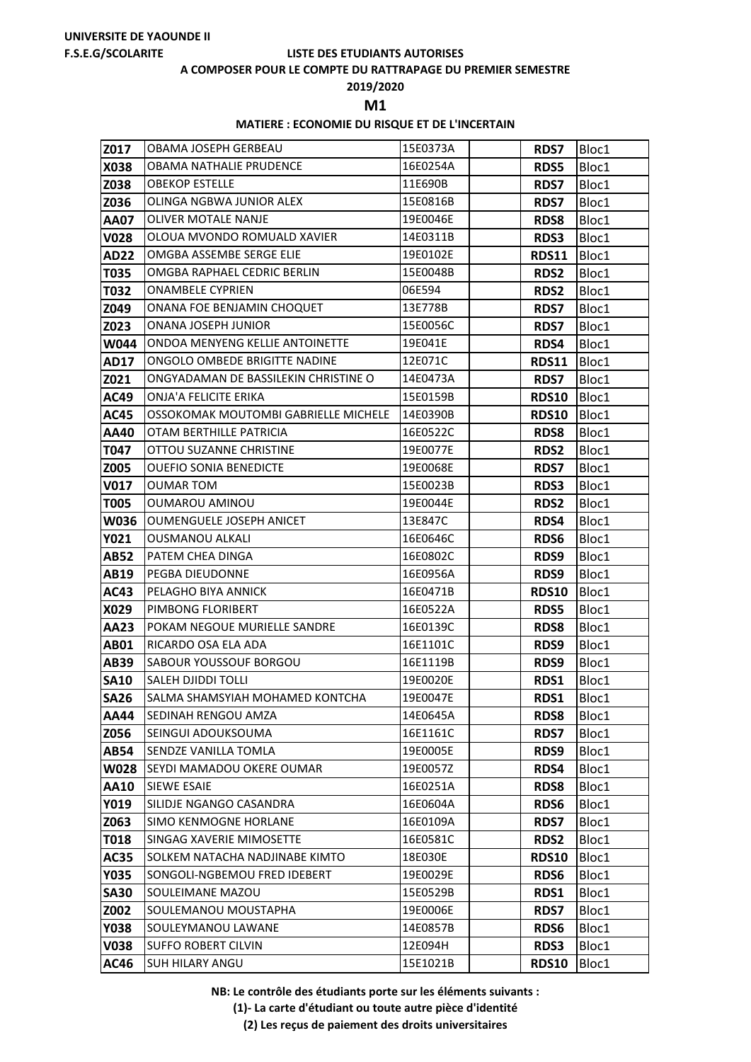UNIVERSITE DE YAOUNDE II

F.S.E.G/SCOLARITE

LISTE DES ETUDIANTS AUTORISES

A COMPOSER POUR LE COMPTE DU RATTRAPAGE DU PREMIER SEMESTRE

2019/2020

**M1**

**MATIERE : ECONOMIE DU RISQUE ET DE L'INCERTAIN**

| | | | | | |
|---|---|---|---|---|---|
| **Z017** | OBAMA JOSEPH GERBEAU | 15E0373A | | **RDS7** | Bloc1 |
| **X038** | OBAMA NATHALIE PRUDENCE | 16E0254A | | **RDS5** | Bloc1 |
| **Z038** | OBEKOP ESTELLE | 11E690B | | **RDS7** | Bloc1 |
| **Z036** | OLINGA NGBWA JUNIOR ALEX | 15E0816B | | **RDS7** | Bloc1 |
| **AA07** | OLIVER MOTALE NANJE | 19E0046E | | **RDS8** | Bloc1 |
| **V028** | OLOUA MVONDO ROMUALD XAVIER | 14E0311B | | **RDS3** | Bloc1 |
| **AD22** | OMGBA ASSEMBE SERGE ELIE | 19E0102E | | **RDS11** | Bloc1 |
| **T035** | OMGBA RAPHAEL CEDRIC BERLIN | 15E0048B | | **RDS2** | Bloc1 |
| **T032** | ONAMBELE CYPRIEN | 06E594 | | **RDS2** | Bloc1 |
| **Z049** | ONANA FOE BENJAMIN CHOQUET | 13E778B | | **RDS7** | Bloc1 |
| **Z023** | ONANA JOSEPH JUNIOR | 15E0056C | | **RDS7** | Bloc1 |
| **W044** | ONDOA MENYENG KELLIE ANTOINETTE | 19E041E | | **RDS4** | Bloc1 |
| **AD17** | ONGOLO OMBEDE BRIGITTE NADINE | 12E071C | | **RDS11** | Bloc1 |
| **Z021** | ONGYADAMAN DE BASSILEKIN CHRISTINE O | 14E0473A | | **RDS7** | Bloc1 |
| **AC49** | ONJA'A FELICITE ERIKA | 15E0159B | | **RDS10** | Bloc1 |
| **AC45** | OSSOKOMAK MOUTOMBI GABRIELLE MICHELE | 14E0390B | | **RDS10** | Bloc1 |
| **AA40** | OTAM BERTHILLE PATRICIA | 16E0522C | | **RDS8** | Bloc1 |
| **T047** | OTTOU SUZANNE CHRISTINE | 19E0077E | | **RDS2** | Bloc1 |
| **Z005** | OUEFIO SONIA BENEDICTE | 19E0068E | | **RDS7** | Bloc1 |
| **V017** | OUMAR TOM | 15E0023B | | **RDS3** | Bloc1 |
| **T005** | OUMAROU AMINOU | 19E0044E | | **RDS2** | Bloc1 |
| **W036** | OUMENGUELE JOSEPH ANICET | 13E847C | | **RDS4** | Bloc1 |
| **Y021** | OUSMANOU ALKALI | 16E0646C | | **RDS6** | Bloc1 |
| **AB52** | PATEM CHEA DINGA | 16E0802C | | **RDS9** | Bloc1 |
| **AB19** | PEGBA DIEUDONNE | 16E0956A | | **RDS9** | Bloc1 |
| **AC43** | PELAGHO BIYA ANNICK | 16E0471B | | **RDS10** | Bloc1 |
| **X029** | PIMBONG FLORIBERT | 16E0522A | | **RDS5** | Bloc1 |
| **AA23** | POKAM NEGOUE MURIELLE SANDRE | 16E0139C | | **RDS8** | Bloc1 |
| **AB01** | RICARDO OSA ELA ADA | 16E1101C | | **RDS9** | Bloc1 |
| **AB39** | SABOUR YOUSSOUF BORGOU | 16E1119B | | **RDS9** | Bloc1 |
| **SA10** | SALEH DJIDDI TOLLI | 19E0020E | | **RDS1** | Bloc1 |
| **SA26** | SALMA SHAMSYIAH MOHAMED KONTCHA | 19E0047E | | **RDS1** | Bloc1 |
| **AA44** | SEDINAH RENGOU AMZA | 14E0645A | | **RDS8** | Bloc1 |
| **Z056** | SEINGUI ADOUKSOUMA | 16E1161C | | **RDS7** | Bloc1 |
| **AB54** | SENDZE VANILLA TOMLA | 19E0005E | | **RDS9** | Bloc1 |
| **W028** | SEYDI MAMADOU OKERE OUMAR | 19E0057Z | | **RDS4** | Bloc1 |
| **AA10** | SIEWE ESAIE | 16E0251A | | **RDS8** | Bloc1 |
| **Y019** | SILIDJE NGANGO CASANDRA | 16E0604A | | **RDS6** | Bloc1 |
| **Z063** | SIMO KENMOGNE HORLANE | 16E0109A | | **RDS7** | Bloc1 |
| **T018** | SINGAG XAVERIE MIMOSETTE | 16E0581C | | **RDS2** | Bloc1 |
| **AC35** | SOLKEM NATACHA NADJINABE KIMTO | 18E030E | | **RDS10** | Bloc1 |
| **Y035** | SONGOLI-NGBEMOU FRED IDEBERT | 19E0029E | | **RDS6** | Bloc1 |
| **SA30** | SOULEIMANE MAZOU | 15E0529B | | **RDS1** | Bloc1 |
| **Z002** | SOULEMANOU MOUSTAPHA | 19E0006E | | **RDS7** | Bloc1 |
| **Y038** | SOULEYMANOU LAWANE | 14E0857B | | **RDS6** | Bloc1 |
| **V038** | SUFFO ROBERT CILVIN | 12E094H | | **RDS3** | Bloc1 |
| **AC46** | SUH HILARY ANGU | 15E1021B | | **RDS10** | Bloc1 |

**NB: Le contrôle des étudiants porte sur les éléments suivants :**

**(1)- La carte d'étudiant ou toute autre pièce d'identité**

**(2) Les reçus de paiement des droits universitaires**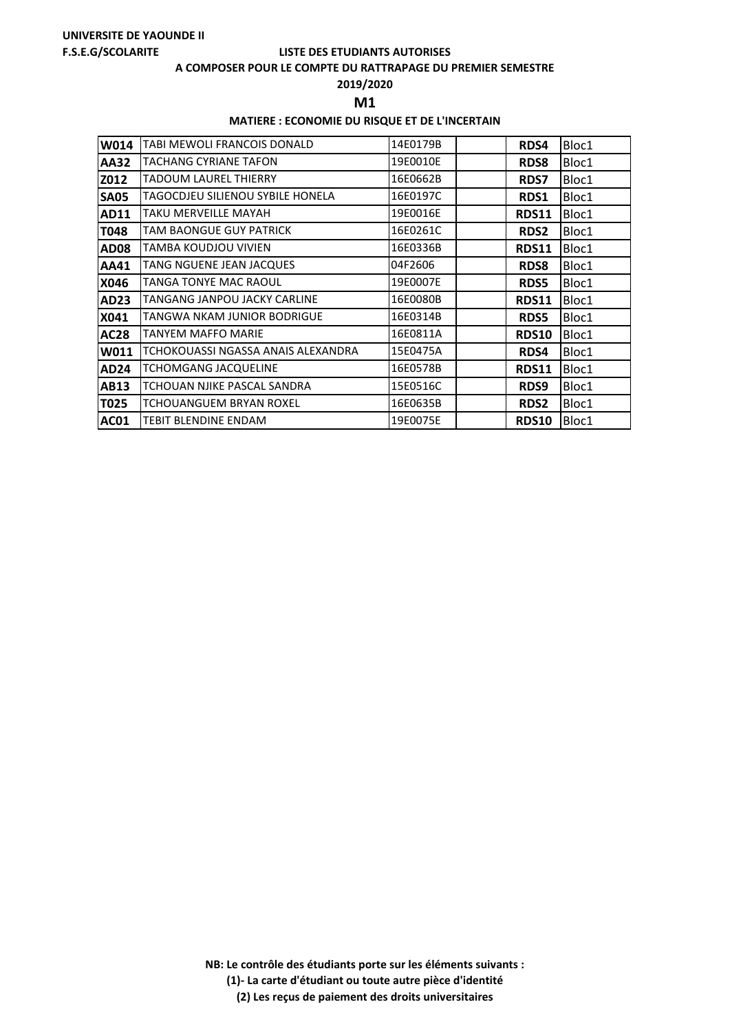**UNIVERSITE DE YAOUNDE II**

**F.S.E.G/SCOLARITE**

**LISTE DES ETUDIANTS AUTORISES**

**A COMPOSER POUR LE COMPTE DU RATTRAPAGE DU PREMIER SEMESTRE**

**2019/2020**

**M1**

**MATIERE : ECONOMIE DU RISQUE ET DE L'INCERTAIN**

| | | | | | |
|---|---|---|---|---|---|
| **W014** | TABI MEWOLI FRANCOIS DONALD | 14E0179B | | **RDS4** | Bloc1 |
| **AA32** | TACHANG CYRIANE TAFON | 19E0010E | | **RDS8** | Bloc1 |
| **Z012** | TADOUM LAUREL THIERRY | 16E0662B | | **RDS7** | Bloc1 |
| **SA05** | TAGOCDJEU SILIENOU SYBILE HONELA | 16E0197C | | **RDS1** | Bloc1 |
| **AD11** | TAKU MERVEILLE MAYAH | 19E0016E | | **RDS11** | Bloc1 |
| **T048** | TAM BAONGUE GUY PATRICK | 16E0261C | | **RDS2** | Bloc1 |
| **AD08** | TAMBA KOUDJOU VIVIEN | 16E0336B | | **RDS11** | Bloc1 |
| **AA41** | TANG NGUENE JEAN JACQUES | 04F2606 | | **RDS8** | Bloc1 |
| **X046** | TANGA TONYE MAC RAOUL | 19E0007E | | **RDS5** | Bloc1 |
| **AD23** | TANGANG JANPOU JACKY CARLINE | 16E0080B | | **RDS11** | Bloc1 |
| **X041** | TANGWA NKAM JUNIOR BODRIGUE | 16E0314B | | **RDS5** | Bloc1 |
| **AC28** | TANYEM MAFFO MARIE | 16E0811A | | **RDS10** | Bloc1 |
| **W011** | TCHOKOUASSI NGASSA ANAIS ALEXANDRA | 15E0475A | | **RDS4** | Bloc1 |
| **AD24** | TCHOMGANG JACQUELINE | 16E0578B | | **RDS11** | Bloc1 |
| **AB13** | TCHOUAN NJIKE PASCAL SANDRA | 15E0516C | | **RDS9** | Bloc1 |
| **T025** | TCHOUANGUEM BRYAN ROXEL | 16E0635B | | **RDS2** | Bloc1 |
| **AC01** | TEBIT BLENDINE ENDAM | 19E0075E | | **RDS10** | Bloc1 |

**NB: Le contrôle des étudiants porte sur les éléments suivants :**

**(1)- La carte d'étudiant ou toute autre pièce d'identité**

**(2) Les reçus de paiement des droits universitaires**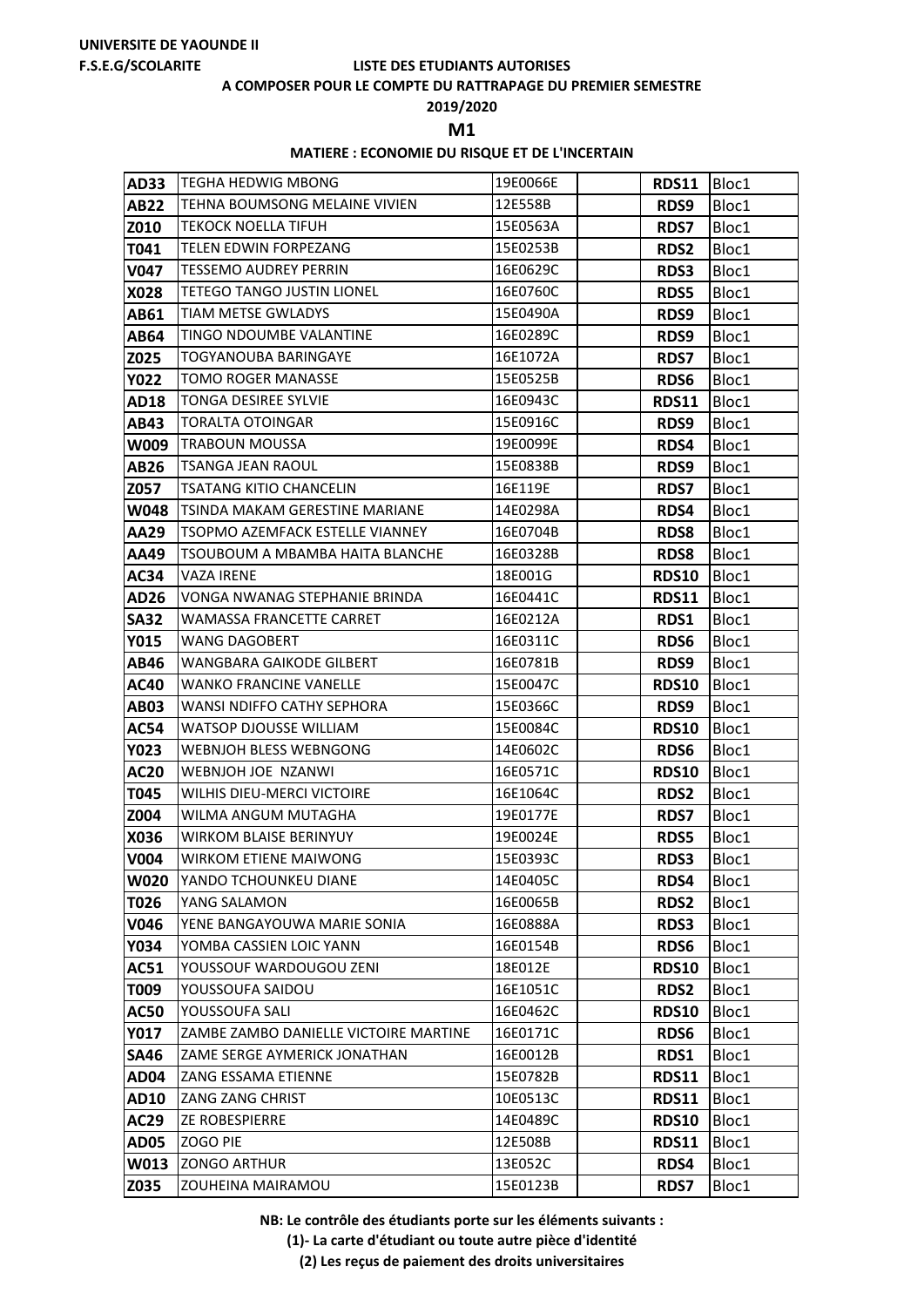UNIVERSITE DE YAOUNDE II

F.S.E.G/SCOLARITE

**LISTE DES ETUDIANTS AUTORISES**

**A COMPOSER POUR LE COMPTE DU RATTRAPAGE DU PREMIER SEMESTRE**

**2019/2020**

**M1**

**MATIERE : ECONOMIE DU RISQUE ET DE L'INCERTAIN**

| | | | | | |
|---|---|---|---|---|---|
| **AD33** | TEGHA HEDWIG MBONG | 19E0066E | | **RDS11** | Bloc1 |
| **AB22** | TEHNA BOUMSONG MELAINE VIVIEN | 12E558B | | **RDS9** | Bloc1 |
| **Z010** | TEKOCK NOELLA TIFUH | 15E0563A | | **RDS7** | Bloc1 |
| **T041** | TELEN EDWIN FORPEZANG | 15E0253B | | **RDS2** | Bloc1 |
| **V047** | TESSEMO AUDREY PERRIN | 16E0629C | | **RDS3** | Bloc1 |
| **X028** | TETEGO TANGO JUSTIN LIONEL | 16E0760C | | **RDS5** | Bloc1 |
| **AB61** | TIAM METSE GWLADYS | 15E0490A | | **RDS9** | Bloc1 |
| **AB64** | TINGO NDOUMBE VALANTINE | 16E0289C | | **RDS9** | Bloc1 |
| **Z025** | TOGYANOUBA BARINGAYE | 16E1072A | | **RDS7** | Bloc1 |
| **Y022** | TOMO ROGER MANASSE | 15E0525B | | **RDS6** | Bloc1 |
| **AD18** | TONGA DESIREE SYLVIE | 16E0943C | | **RDS11** | Bloc1 |
| **AB43** | TORALTA OTOINGAR | 15E0916C | | **RDS9** | Bloc1 |
| **W009** | TRABOUN MOUSSA | 19E0099E | | **RDS4** | Bloc1 |
| **AB26** | TSANGA JEAN RAOUL | 15E0838B | | **RDS9** | Bloc1 |
| **Z057** | TSATANG KITIO CHANCELIN | 16E119E | | **RDS7** | Bloc1 |
| **W048** | TSINDA MAKAM GERESTINE MARIANE | 14E0298A | | **RDS4** | Bloc1 |
| **AA29** | TSOPMO AZEMFACK ESTELLE VIANNEY | 16E0704B | | **RDS8** | Bloc1 |
| **AA49** | TSOUBOUM A MBAMBA HAITA BLANCHE | 16E0328B | | **RDS8** | Bloc1 |
| **AC34** | VAZA IRENE | 18E001G | | **RDS10** | Bloc1 |
| **AD26** | VONGA NWANAG STEPHANIE BRINDA | 16E0441C | | **RDS11** | Bloc1 |
| **SA32** | WAMASSA FRANCETTE CARRET | 16E0212A | | **RDS1** | Bloc1 |
| **Y015** | WANG DAGOBERT | 16E0311C | | **RDS6** | Bloc1 |
| **AB46** | WANGBARA GAIKODE GILBERT | 16E0781B | | **RDS9** | Bloc1 |
| **AC40** | WANKO FRANCINE VANELLE | 15E0047C | | **RDS10** | Bloc1 |
| **AB03** | WANSI NDIFFO CATHY SEPHORA | 15E0366C | | **RDS9** | Bloc1 |
| **AC54** | WATSOP DJOUSSE WILLIAM | 15E0084C | | **RDS10** | Bloc1 |
| **Y023** | WEBNJOH BLESS WEBNGONG | 14E0602C | | **RDS6** | Bloc1 |
| **AC20** | WEBNJOH JOE NZANWI | 16E0571C | | **RDS10** | Bloc1 |
| **T045** | WILHIS DIEU-MERCI VICTOIRE | 16E1064C | | **RDS2** | Bloc1 |
| **Z004** | WILMA ANGUM MUTAGHA | 19E0177E | | **RDS7** | Bloc1 |
| **X036** | WIRKOM BLAISE BERINYUY | 19E0024E | | **RDS5** | Bloc1 |
| **V004** | WIRKOM ETIENE MAIWONG | 15E0393C | | **RDS3** | Bloc1 |
| **W020** | YANDO TCHOUNKEU DIANE | 14E0405C | | **RDS4** | Bloc1 |
| **T026** | YANG SALAMON | 16E0065B | | **RDS2** | Bloc1 |
| **V046** | YENE BANGAYOUWA MARIE SONIA | 16E0888A | | **RDS3** | Bloc1 |
| **Y034** | YOMBA CASSIEN LOIC YANN | 16E0154B | | **RDS6** | Bloc1 |
| **AC51** | YOUSSOUF WARDOUGOU ZENI | 18E012E | | **RDS10** | Bloc1 |
| **T009** | YOUSSOUFA SAIDOU | 16E1051C | | **RDS2** | Bloc1 |
| **AC50** | YOUSSOUFA SALI | 16E0462C | | **RDS10** | Bloc1 |
| **Y017** | ZAMBE ZAMBO DANIELLE VICTOIRE MARTINE | 16E0171C | | **RDS6** | Bloc1 |
| **SA46** | ZAME SERGE AYMERICK JONATHAN | 16E0012B | | **RDS1** | Bloc1 |
| **AD04** | ZANG ESSAMA ETIENNE | 15E0782B | | **RDS11** | Bloc1 |
| **AD10** | ZANG ZANG CHRIST | 10E0513C | | **RDS11** | Bloc1 |
| **AC29** | ZE ROBESPIERRE | 14E0489C | | **RDS10** | Bloc1 |
| **AD05** | ZOGO PIE | 12E508B | | **RDS11** | Bloc1 |
| **W013** | ZONGO ARTHUR | 13E052C | | **RDS4** | Bloc1 |
| **Z035** | ZOUHEINA MAIRAMOU | 15E0123B | | **RDS7** | Bloc1 |

**NB: Le contrôle des étudiants porte sur les éléments suivants :**

**(1)- La carte d'étudiant ou toute autre pièce d'identité**

**(2) Les reçus de paiement des droits universitaires**